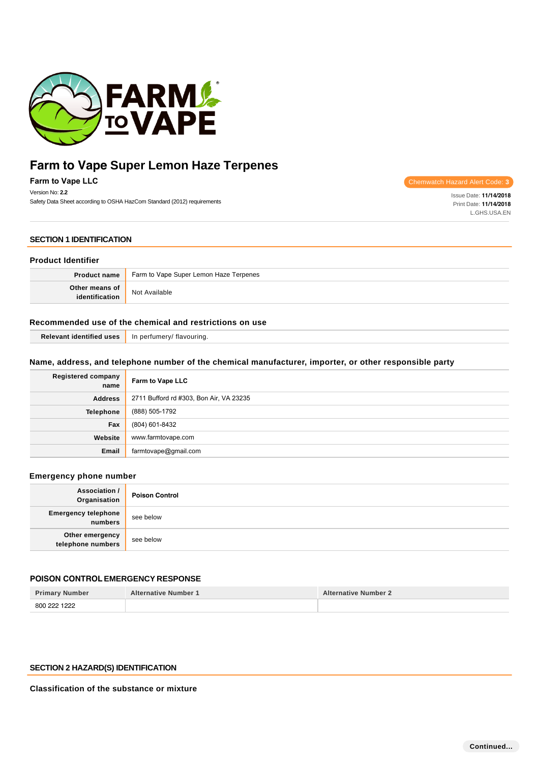# Farm to Vape Super Lemon Haze Terpenes

**Farm to Vape LLC**

Version No: **2.2**

Safety Data Sheet according to OSHA HazCom Standard (2012) requirements

Chemwatch Hazard Alert Code: **3**

Issue Date: **11/14/2018**
Print Date: **11/14/2018**
L.GHS.USA.EN

## SECTION 1 IDENTIFICATION

### Product Identifier

| | |
|---|---|
| **Product name** | Farm to Vape Super Lemon Haze Terpenes |
| **Other means of identification** | Not Available |

### Recommended use of the chemical and restrictions on use

| | |
|---|---|
| **Relevant identified uses** | In perfumery/ flavouring. |

### Name, address, and telephone number of the chemical manufacturer, importer, or other responsible party

| | |
|---|---|
| **Registered company name** | **Farm to Vape LLC** |
| **Address** | 2711 Bufford rd #303, Bon Air, VA 23235 |
| **Telephone** | (888) 505-1792 |
| **Fax** | (804) 601-8432 |
| **Website** | www.farmtovape.com |
| **Email** | farmtovape@gmail.com |

### Emergency phone number

| | |
|---|---|
| **Association / Organisation** | **Poison Control** |
| **Emergency telephone numbers** | see below |
| **Other emergency telephone numbers** | see below |

### POISON CONTROL EMERGENCY RESPONSE

| Primary Number | Alternative Number 1 | Alternative Number 2 |
|---|---|---|
| 800 222 1222 | | |

## SECTION 2 HAZARD(S) IDENTIFICATION

### Classification of the substance or mixture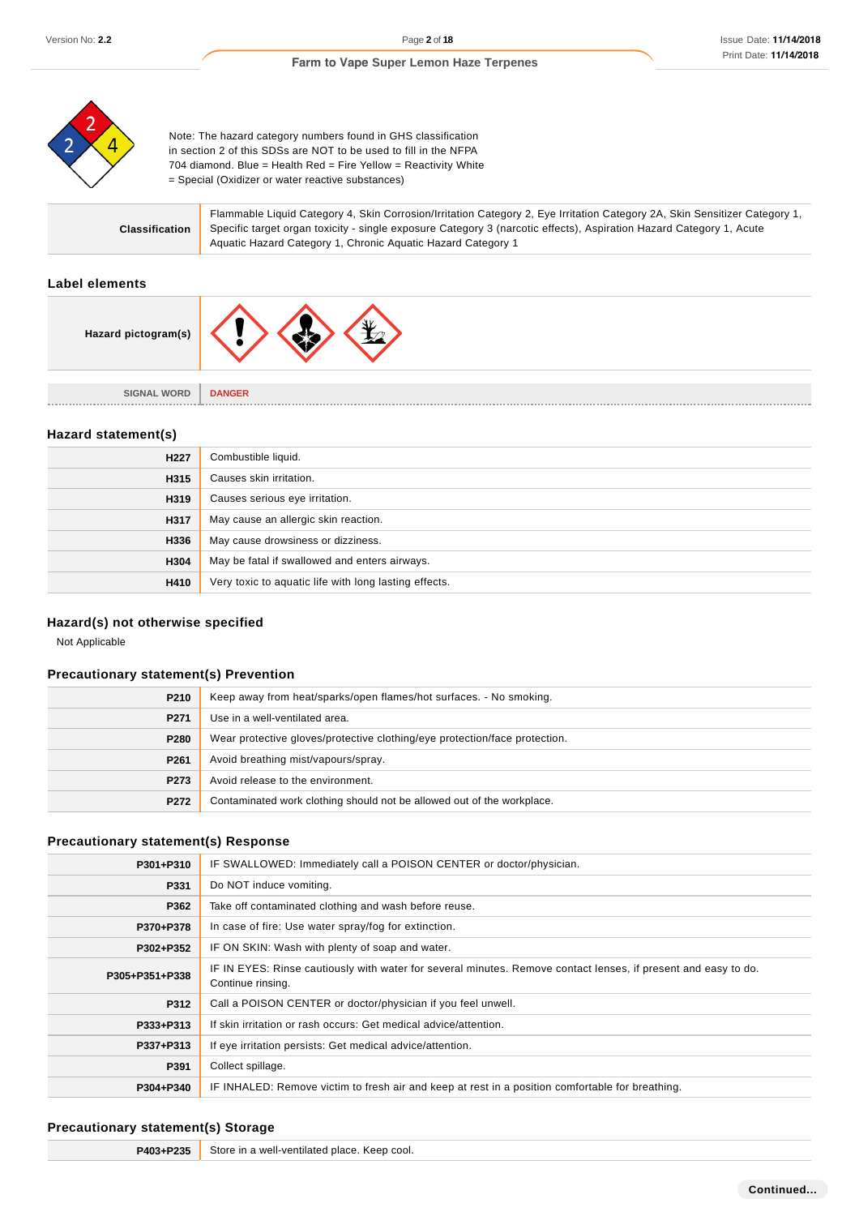Note: The hazard category numbers found in GHS classification in section 2 of this SDSs are NOT to be used to fill in the NFPA 704 diamond. Blue = Health Red = Fire Yellow = Reactivity White = Special (Oxidizer or water reactive substances)

| | |
|---|---|
| **Classification** | Flammable Liquid Category 4, Skin Corrosion/Irritation Category 2, Eye Irritation Category 2A, Skin Sensitizer Category 1, Specific target organ toxicity - single exposure Category 3 (narcotic effects), Aspiration Hazard Category 1, Acute Aquatic Hazard Category 1, Chronic Aquatic Hazard Category 1 |

### Label elements

| | |
|---|---|
| **Hazard pictogram(s)** | |
| SIGNAL WORD | **DANGER** |

### Hazard statement(s)

| | |
|---|---|
| **H227** | Combustible liquid. |
| **H315** | Causes skin irritation. |
| **H319** | Causes serious eye irritation. |
| **H317** | May cause an allergic skin reaction. |
| **H336** | May cause drowsiness or dizziness. |
| **H304** | May be fatal if swallowed and enters airways. |
| **H410** | Very toxic to aquatic life with long lasting effects. |

### Hazard(s) not otherwise specified

Not Applicable

### Precautionary statement(s) Prevention

| | |
|---|---|
| **P210** | Keep away from heat/sparks/open flames/hot surfaces. - No smoking. |
| **P271** | Use in a well-ventilated area. |
| **P280** | Wear protective gloves/protective clothing/eye protection/face protection. |
| **P261** | Avoid breathing mist/vapours/spray. |
| **P273** | Avoid release to the environment. |
| **P272** | Contaminated work clothing should not be allowed out of the workplace. |

### Precautionary statement(s) Response

| | |
|---|---|
| **P301+P310** | IF SWALLOWED: Immediately call a POISON CENTER or doctor/physician. |
| **P331** | Do NOT induce vomiting. |
| **P362** | Take off contaminated clothing and wash before reuse. |
| **P370+P378** | In case of fire: Use water spray/fog for extinction. |
| **P302+P352** | IF ON SKIN: Wash with plenty of soap and water. |
| **P305+P351+P338** | IF IN EYES: Rinse cautiously with water for several minutes. Remove contact lenses, if present and easy to do. Continue rinsing. |
| **P312** | Call a POISON CENTER or doctor/physician if you feel unwell. |
| **P333+P313** | If skin irritation or rash occurs: Get medical advice/attention. |
| **P337+P313** | If eye irritation persists: Get medical advice/attention. |
| **P391** | Collect spillage. |
| **P304+P340** | IF INHALED: Remove victim to fresh air and keep at rest in a position comfortable for breathing. |

### Precautionary statement(s) Storage

| | |
|---|---|
| **P403+P235** | Store in a well-ventilated place. Keep cool. |

**Continued...**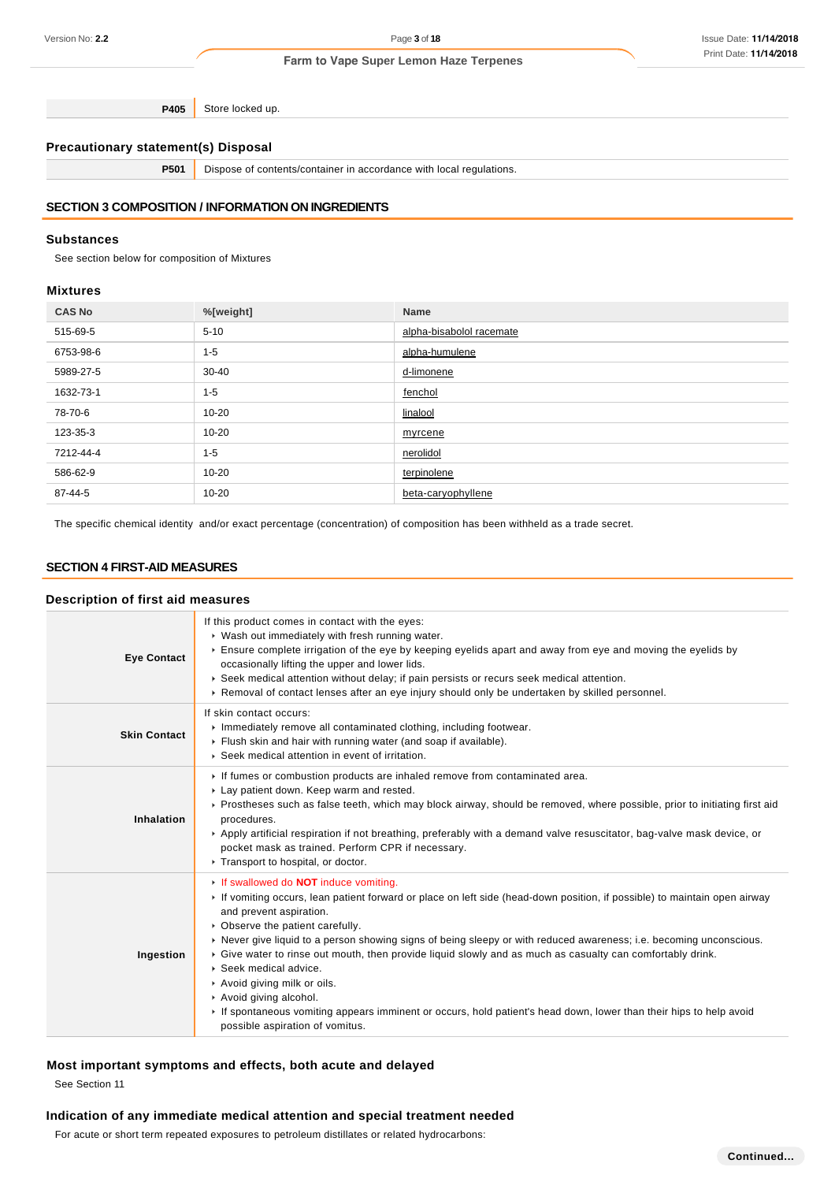| | |
|---|---|
| **P405** | Store locked up. |

### Precautionary statement(s) Disposal

| | |
|---|---|
| **P501** | Dispose of contents/container in accordance with local regulations. |

## SECTION 3 COMPOSITION / INFORMATION ON INGREDIENTS

### Substances

See section below for composition of Mixtures

### Mixtures

| CAS No | %[weight] | Name |
|---|---|---|
| 515-69-5 | 5-10 | alpha-bisabolol racemate |
| 6753-98-6 | 1-5 | alpha-humulene |
| 5989-27-5 | 30-40 | d-limonene |
| 1632-73-1 | 1-5 | fenchol |
| 78-70-6 | 10-20 | linalool |
| 123-35-3 | 10-20 | myrcene |
| 7212-44-4 | 1-5 | nerolidol |
| 586-62-9 | 10-20 | terpinolene |
| 87-44-5 | 10-20 | beta-caryophyllene |

The specific chemical identity and/or exact percentage (concentration) of composition has been withheld as a trade secret.

## SECTION 4 FIRST-AID MEASURES

### Description of first aid measures

| | |
|---|---|
| **Eye Contact** | If this product comes in contact with the eyes:<br>▸ Wash out immediately with fresh running water.<br>▸ Ensure complete irrigation of the eye by keeping eyelids apart and away from eye and moving the eyelids by occasionally lifting the upper and lower lids.<br>▸ Seek medical attention without delay; if pain persists or recurs seek medical attention.<br>▸ Removal of contact lenses after an eye injury should only be undertaken by skilled personnel. |
| **Skin Contact** | If skin contact occurs:<br>▸ Immediately remove all contaminated clothing, including footwear.<br>▸ Flush skin and hair with running water (and soap if available).<br>▸ Seek medical attention in event of irritation. |
| **Inhalation** | ▸ If fumes or combustion products are inhaled remove from contaminated area.<br>▸ Lay patient down. Keep warm and rested.<br>▸ Prostheses such as false teeth, which may block airway, should be removed, where possible, prior to initiating first aid procedures.<br>▸ Apply artificial respiration if not breathing, preferably with a demand valve resuscitator, bag-valve mask device, or pocket mask as trained. Perform CPR if necessary.<br>▸ Transport to hospital, or doctor. |
| **Ingestion** | ▸ If swallowed do **NOT** induce vomiting.<br>▸ If vomiting occurs, lean patient forward or place on left side (head-down position, if possible) to maintain open airway and prevent aspiration.<br>▸ Observe the patient carefully.<br>▸ Never give liquid to a person showing signs of being sleepy or with reduced awareness; i.e. becoming unconscious.<br>▸ Give water to rinse out mouth, then provide liquid slowly and as much as casualty can comfortably drink.<br>▸ Seek medical advice.<br>▸ Avoid giving milk or oils.<br>▸ Avoid giving alcohol.<br>▸ If spontaneous vomiting appears imminent or occurs, hold patient's head down, lower than their hips to help avoid possible aspiration of vomitus. |

### Most important symptoms and effects, both acute and delayed

See Section 11

### Indication of any immediate medical attention and special treatment needed

For acute or short term repeated exposures to petroleum distillates or related hydrocarbons:

**Continued...**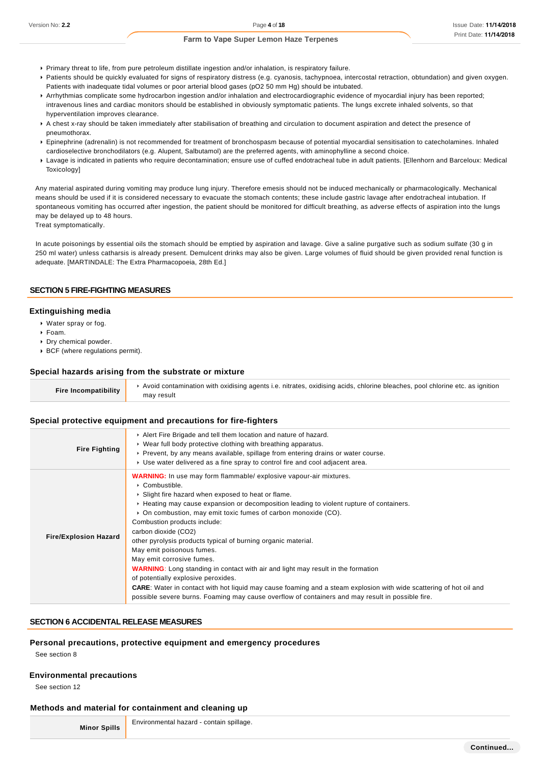- Primary threat to life, from pure petroleum distillate ingestion and/or inhalation, is respiratory failure.
- Patients should be quickly evaluated for signs of respiratory distress (e.g. cyanosis, tachypnoea, intercostal retraction, obtundation) and given oxygen. Patients with inadequate tidal volumes or poor arterial blood gases (pO2 50 mm Hg) should be intubated.
- Arrhythmias complicate some hydrocarbon ingestion and/or inhalation and electrocardiographic evidence of myocardial injury has been reported; intravenous lines and cardiac monitors should be established in obviously symptomatic patients. The lungs excrete inhaled solvents, so that hyperventilation improves clearance.
- A chest x-ray should be taken immediately after stabilisation of breathing and circulation to document aspiration and detect the presence of pneumothorax.
- Epinephrine (adrenalin) is not recommended for treatment of bronchospasm because of potential myocardial sensitisation to catecholamines. Inhaled cardioselective bronchodilators (e.g. Alupent, Salbutamol) are the preferred agents, with aminophylline a second choice.
- Lavage is indicated in patients who require decontamination; ensure use of cuffed endotracheal tube in adult patients. [Ellenhorn and Barceloux: Medical Toxicology]

Any material aspirated during vomiting may produce lung injury. Therefore emesis should not be induced mechanically or pharmacologically. Mechanical means should be used if it is considered necessary to evacuate the stomach contents; these include gastric lavage after endotracheal intubation. If spontaneous vomiting has occurred after ingestion, the patient should be monitored for difficult breathing, as adverse effects of aspiration into the lungs may be delayed up to 48 hours.
Treat symptomatically.

In acute poisonings by essential oils the stomach should be emptied by aspiration and lavage. Give a saline purgative such as sodium sulfate (30 g in 250 ml water) unless catharsis is already present. Demulcent drinks may also be given. Large volumes of fluid should be given provided renal function is adequate. [MARTINDALE: The Extra Pharmacopoeia, 28th Ed.]

## SECTION 5 FIRE-FIGHTING MEASURES

### Extinguishing media

- Water spray or fog.
- Foam.
- Dry chemical powder.
- BCF (where regulations permit).

### Special hazards arising from the substrate or mixture

| | |
|---|---|
| **Fire Incompatibility** | Avoid contamination with oxidising agents i.e. nitrates, oxidising acids, chlorine bleaches, pool chlorine etc. as ignition may result |

### Special protective equipment and precautions for fire-fighters

| | |
|---|---|
| **Fire Fighting** | Alert Fire Brigade and tell them location and nature of hazard.<br>Wear full body protective clothing with breathing apparatus.<br>Prevent, by any means available, spillage from entering drains or water course.<br>Use water delivered as a fine spray to control fire and cool adjacent area. |
| **Fire/Explosion Hazard** | **WARNING:** In use may form flammable/ explosive vapour-air mixtures.<br>Combustible.<br>Slight fire hazard when exposed to heat or flame.<br>Heating may cause expansion or decomposition leading to violent rupture of containers.<br>On combustion, may emit toxic fumes of carbon monoxide (CO).<br>Combustion products include:<br>carbon dioxide ($CO_2$)<br>other pyrolysis products typical of burning organic material.<br>May emit poisonous fumes.<br>May emit corrosive fumes.<br>**WARNING**: Long standing in contact with air and light may result in the formation of potentially explosive peroxides.<br>**CARE**: Water in contact with hot liquid may cause foaming and a steam explosion with wide scattering of hot oil and possible severe burns. Foaming may cause overflow of containers and may result in possible fire. |

## SECTION 6 ACCIDENTAL RELEASE MEASURES

### Personal precautions, protective equipment and emergency procedures

See section 8

### Environmental precautions

See section 12

### Methods and material for containment and cleaning up

| | |
|---|---|
| **Minor Spills** | Environmental hazard - contain spillage. |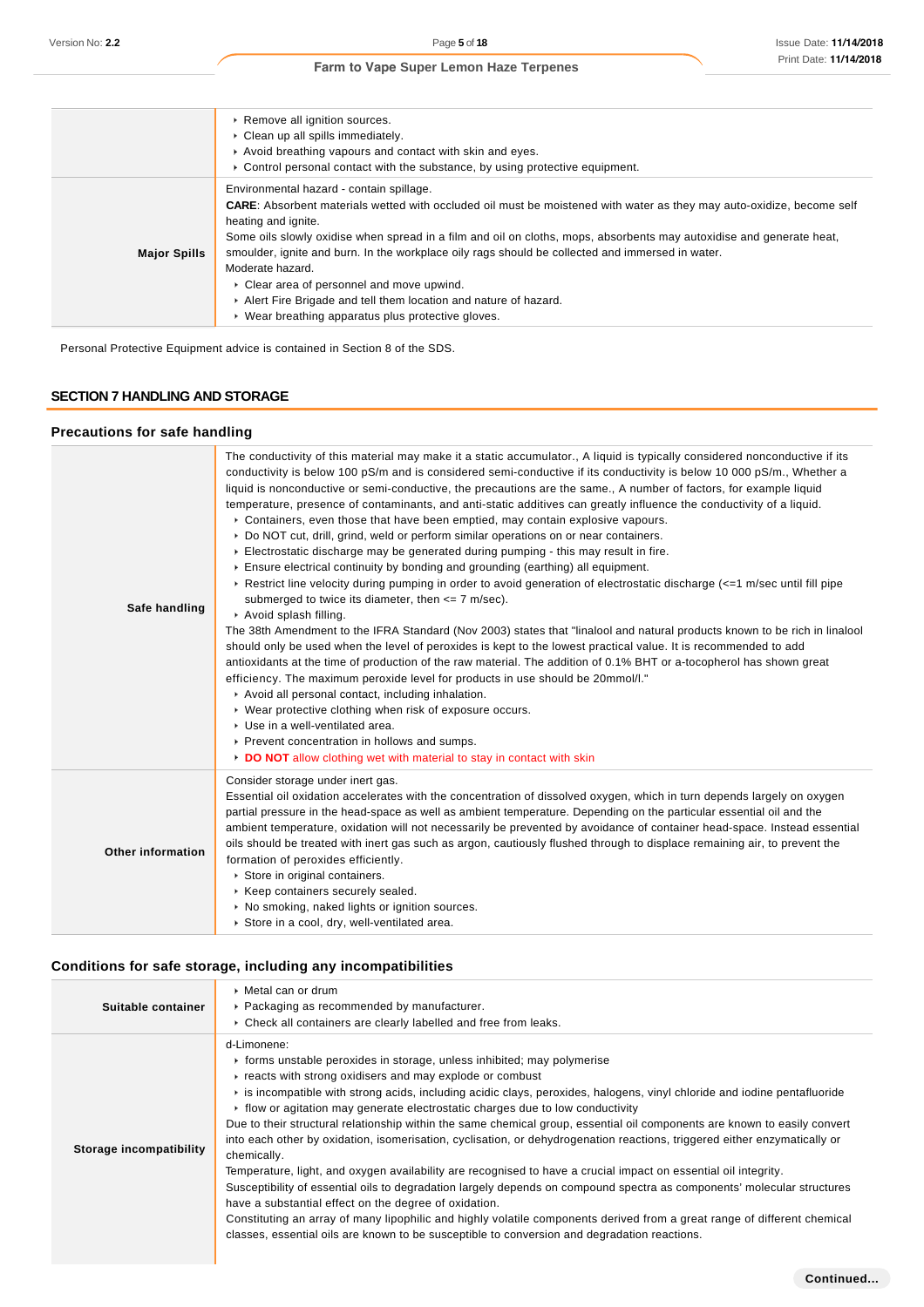| | |
|---|---|
| | ‣ Remove all ignition sources.<br>‣ Clean up all spills immediately.<br>‣ Avoid breathing vapours and contact with skin and eyes.<br>‣ Control personal contact with the substance, by using protective equipment. |
| **Major Spills** | Environmental hazard - contain spillage.<br>**CARE**: Absorbent materials wetted with occluded oil must be moistened with water as they may auto-oxidize, become self heating and ignite.<br>Some oils slowly oxidise when spread in a film and oil on cloths, mops, absorbents may autoxidise and generate heat, smoulder, ignite and burn. In the workplace oily rags should be collected and immersed in water.<br>Moderate hazard.<br>‣ Clear area of personnel and move upwind.<br>‣ Alert Fire Brigade and tell them location and nature of hazard.<br>‣ Wear breathing apparatus plus protective gloves. |

Personal Protective Equipment advice is contained in Section 8 of the SDS.

## SECTION 7 HANDLING AND STORAGE

### Precautions for safe handling

| | |
|---|---|
| **Safe handling** | The conductivity of this material may make it a static accumulator., A liquid is typically considered nonconductive if its conductivity is below 100 pS/m and is considered semi-conductive if its conductivity is below 10 000 pS/m., Whether a liquid is nonconductive or semi-conductive, the precautions are the same., A number of factors, for example liquid temperature, presence of contaminants, and anti-static additives can greatly influence the conductivity of a liquid.<br>‣ Containers, even those that have been emptied, may contain explosive vapours.<br>‣ Do NOT cut, drill, grind, weld or perform similar operations on or near containers.<br>‣ Electrostatic discharge may be generated during pumping - this may result in fire.<br>‣ Ensure electrical continuity by bonding and grounding (earthing) all equipment.<br>‣ Restrict line velocity during pumping in order to avoid generation of electrostatic discharge (<=1 m/sec until fill pipe submerged to twice its diameter, then <= 7 m/sec).<br>‣ Avoid splash filling.<br>The 38th Amendment to the IFRA Standard (Nov 2003) states that "linalool and natural products known to be rich in linalool should only be used when the level of peroxides is kept to the lowest practical value. It is recommended to add antioxidants at the time of production of the raw material. The addition of 0.1% BHT or a-tocopherol has shown great efficiency. The maximum peroxide level for products in use should be 20mmol/l."<br>‣ Avoid all personal contact, including inhalation.<br>‣ Wear protective clothing when risk of exposure occurs.<br>‣ Use in a well-ventilated area.<br>‣ Prevent concentration in hollows and sumps.<br>‣ **DO NOT** allow clothing wet with material to stay in contact with skin |
| **Other information** | Consider storage under inert gas.<br>Essential oil oxidation accelerates with the concentration of dissolved oxygen, which in turn depends largely on oxygen partial pressure in the head-space as well as ambient temperature. Depending on the particular essential oil and the ambient temperature, oxidation will not necessarily be prevented by avoidance of container head-space. Instead essential oils should be treated with inert gas such as argon, cautiously flushed through to displace remaining air, to prevent the formation of peroxides efficiently.<br>‣ Store in original containers.<br>‣ Keep containers securely sealed.<br>‣ No smoking, naked lights or ignition sources.<br>‣ Store in a cool, dry, well-ventilated area. |

### Conditions for safe storage, including any incompatibilities

| | |
|---|---|
| **Suitable container** | ‣ Metal can or drum<br>‣ Packaging as recommended by manufacturer.<br>‣ Check all containers are clearly labelled and free from leaks. |
| **Storage incompatibility** | d-Limonene:<br>‣ forms unstable peroxides in storage, unless inhibited; may polymerise<br>‣ reacts with strong oxidisers and may explode or combust<br>‣ is incompatible with strong acids, including acidic clays, peroxides, halogens, vinyl chloride and iodine pentafluoride<br>‣ flow or agitation may generate electrostatic charges due to low conductivity<br>Due to their structural relationship within the same chemical group, essential oil components are known to easily convert into each other by oxidation, isomerisation, cyclisation, or dehydrogenation reactions, triggered either enzymatically or chemically.<br>Temperature, light, and oxygen availability are recognised to have a crucial impact on essential oil integrity.<br>Susceptibility of essential oils to degradation largely depends on compound spectra as components' molecular structures have a substantial effect on the degree of oxidation.<br>Constituting an array of many lipophilic and highly volatile components derived from a great range of different chemical classes, essential oils are known to be susceptible to conversion and degradation reactions. |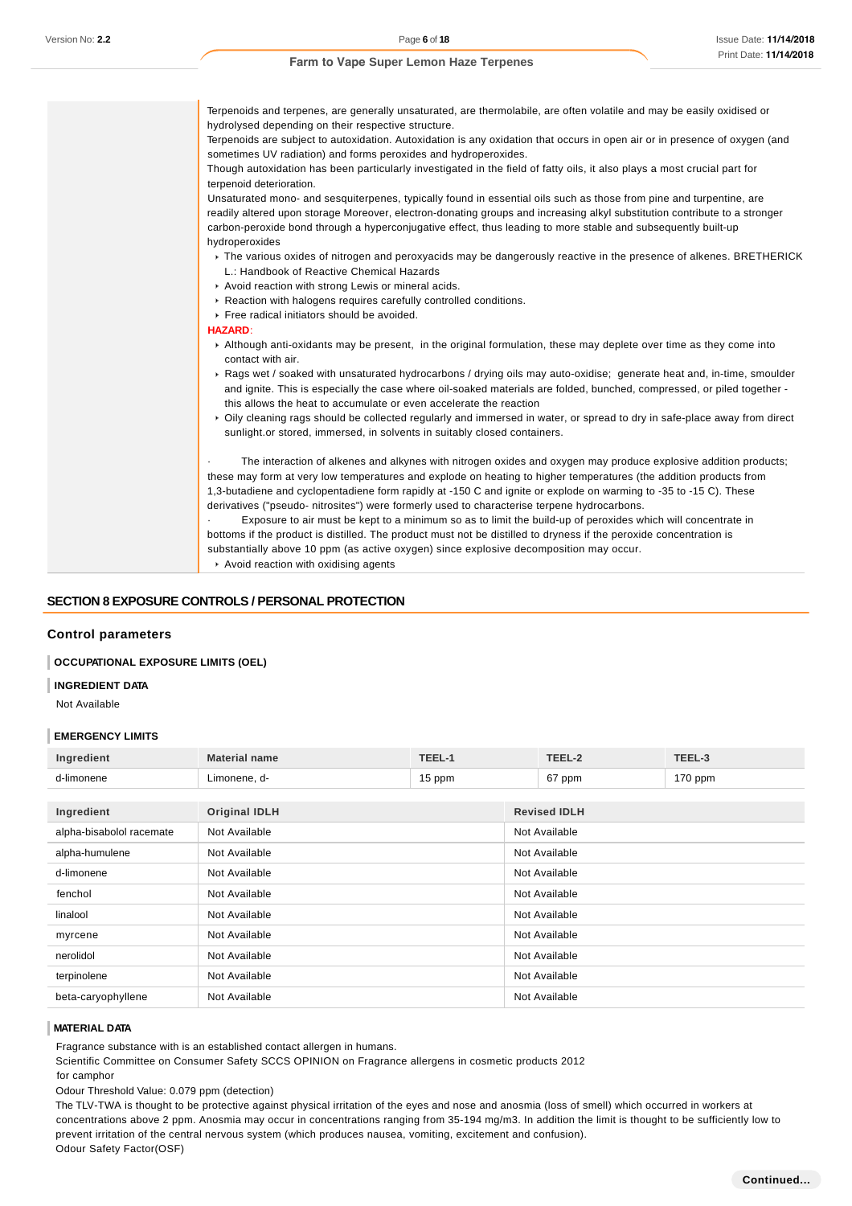Terpenoids and terpenes, are generally unsaturated, are thermolabile, are often volatile and may be easily oxidised or hydrolysed depending on their respective structure.
Terpenoids are subject to autoxidation. Autoxidation is any oxidation that occurs in open air or in presence of oxygen (and sometimes UV radiation) and forms peroxides and hydroperoxides.
Though autoxidation has been particularly investigated in the field of fatty oils, it also plays a most crucial part for terpenoid deterioration.
Unsaturated mono- and sesquiterpenes, typically found in essential oils such as those from pine and turpentine, are readily altered upon storage Moreover, electron-donating groups and increasing alkyl substitution contribute to a stronger carbon-peroxide bond through a hyperconjugative effect, thus leading to more stable and subsequently built-up hydroperoxides

- The various oxides of nitrogen and peroxyacids may be dangerously reactive in the presence of alkenes. BRETHERICK L.: Handbook of Reactive Chemical Hazards
- Avoid reaction with strong Lewis or mineral acids.
- Reaction with halogens requires carefully controlled conditions.
- Free radical initiators should be avoided.

**HAZARD:**

- Although anti-oxidants may be present, in the original formulation, these may deplete over time as they come into contact with air.
- Rags wet / soaked with unsaturated hydrocarbons / drying oils may auto-oxidise; generate heat and, in-time, smoulder and ignite. This is especially the case where oil-soaked materials are folded, bunched, compressed, or piled together - this allows the heat to accumulate or even accelerate the reaction
- Oily cleaning rags should be collected regularly and immersed in water, or spread to dry in safe-place away from direct sunlight.or stored, immersed, in solvents in suitably closed containers.

· The interaction of alkenes and alkynes with nitrogen oxides and oxygen may produce explosive addition products; these may form at very low temperatures and explode on heating to higher temperatures (the addition products from 1,3-butadiene and cyclopentadiene form rapidly at -150 C and ignite or explode on warming to -35 to -15 C). These derivatives ("pseudo- nitrosites") were formerly used to characterise terpene hydrocarbons.
· Exposure to air must be kept to a minimum so as to limit the build-up of peroxides which will concentrate in bottoms if the product is distilled. The product must not be distilled to dryness if the peroxide concentration is substantially above 10 ppm (as active oxygen) since explosive decomposition may occur.

- Avoid reaction with oxidising agents

## SECTION 8 EXPOSURE CONTROLS / PERSONAL PROTECTION

### Control parameters

#### OCCUPATIONAL EXPOSURE LIMITS (OEL)

#### INGREDIENT DATA

Not Available

#### EMERGENCY LIMITS

| Ingredient | Material name | TEEL-1 | TEEL-2 | TEEL-3 |
|---|---|---|---|---|
| d-limonene | Limonene, d- | 15 ppm | 67 ppm | 170 ppm |

| Ingredient | Original IDLH | Revised IDLH |
|---|---|---|
| alpha-bisabolol racemate | Not Available | Not Available |
| alpha-humulene | Not Available | Not Available |
| d-limonene | Not Available | Not Available |
| fenchol | Not Available | Not Available |
| linalool | Not Available | Not Available |
| myrcene | Not Available | Not Available |
| nerolidol | Not Available | Not Available |
| terpinolene | Not Available | Not Available |
| beta-caryophyllene | Not Available | Not Available |

#### MATERIAL DATA

Fragrance substance with is an established contact allergen in humans.
Scientific Committee on Consumer Safety SCCS OPINION on Fragrance allergens in cosmetic products 2012
for camphor
Odour Threshold Value: 0.079 ppm (detection)
The TLV-TWA is thought to be protective against physical irritation of the eyes and nose and anosmia (loss of smell) which occurred in workers at concentrations above 2 ppm. Anosmia may occur in concentrations ranging from 35-194 mg/m3. In addition the limit is thought to be sufficiently low to prevent irritation of the central nervous system (which produces nausea, vomiting, excitement and confusion).
Odour Safety Factor(OSF)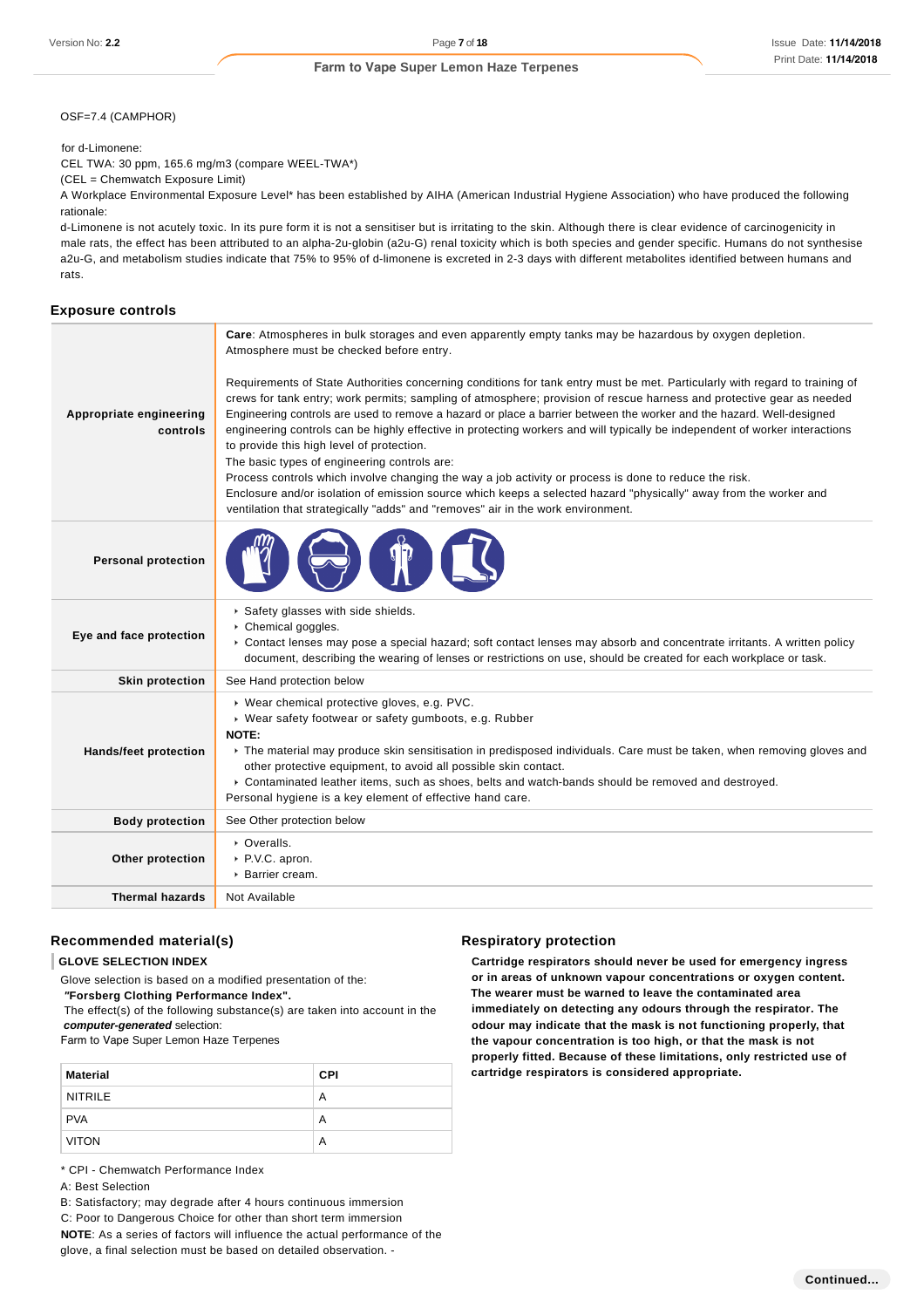OSF=7.4 (CAMPHOR)

for d-Limonene:
CEL TWA: 30 ppm, 165.6 mg/m3 (compare WEEL-TWA*)
(CEL = Chemwatch Exposure Limit)
A Workplace Environmental Exposure Level* has been established by AIHA (American Industrial Hygiene Association) who have produced the following rationale:
d-Limonene is not acutely toxic. In its pure form it is not a sensitiser but is irritating to the skin. Although there is clear evidence of carcinogenicity in male rats, the effect has been attributed to an alpha-2u-globin (a2u-G) renal toxicity which is both species and gender specific. Humans do not synthesise a2u-G, and metabolism studies indicate that 75% to 95% of d-limonene is excreted in 2-3 days with different metabolites identified between humans and rats.

## Exposure controls

| | |
|---|---|
| **Appropriate engineering controls** | **Care**: Atmospheres in bulk storages and even apparently empty tanks may be hazardous by oxygen depletion. Atmosphere must be checked before entry.<br><br>Requirements of State Authorities concerning conditions for tank entry must be met. Particularly with regard to training of crews for tank entry; work permits; sampling of atmosphere; provision of rescue harness and protective gear as needed Engineering controls are used to remove a hazard or place a barrier between the worker and the hazard. Well-designed engineering controls can be highly effective in protecting workers and will typically be independent of worker interactions to provide this high level of protection.<br>The basic types of engineering controls are:<br>Process controls which involve changing the way a job activity or process is done to reduce the risk.<br>Enclosure and/or isolation of emission source which keeps a selected hazard "physically" away from the worker and ventilation that strategically "adds" and "removes" air in the work environment. |
| **Personal protection** | |
| **Eye and face protection** | ▸ Safety glasses with side shields.<br>▸ Chemical goggles.<br>▸ Contact lenses may pose a special hazard; soft contact lenses may absorb and concentrate irritants. A written policy document, describing the wearing of lenses or restrictions on use, should be created for each workplace or task. |
| **Skin protection** | See Hand protection below |
| **Hands/feet protection** | ▸ Wear chemical protective gloves, e.g. PVC.<br>▸ Wear safety footwear or safety gumboots, e.g. Rubber<br>**NOTE:**<br>▸ The material may produce skin sensitisation in predisposed individuals. Care must be taken, when removing gloves and other protective equipment, to avoid all possible skin contact.<br>▸ Contaminated leather items, such as shoes, belts and watch-bands should be removed and destroyed.<br>Personal hygiene is a key element of effective hand care. |
| **Body protection** | See Other protection below |
| **Other protection** | ▸ Overalls.<br>▸ P.V.C. apron.<br>▸ Barrier cream. |
| **Thermal hazards** | Not Available |

### Recommended material(s)

**GLOVE SELECTION INDEX**

Glove selection is based on a modified presentation of the:
***"Forsberg Clothing Performance Index".***
The effect(s) of the following substance(s) are taken into account in the ***computer-generated*** selection:
Farm to Vape Super Lemon Haze Terpenes

| Material | CPI |
|---|---|
| NITRILE | A |
| PVA | A |
| VITON | A |

\* CPI - Chemwatch Performance Index
A: Best Selection
B: Satisfactory; may degrade after 4 hours continuous immersion
C: Poor to Dangerous Choice for other than short term immersion
**NOTE**: As a series of factors will influence the actual performance of the glove, a final selection must be based on detailed observation. -

### Respiratory protection

**Cartridge respirators should never be used for emergency ingress or in areas of unknown vapour concentrations or oxygen content. The wearer must be warned to leave the contaminated area immediately on detecting any odours through the respirator. The odour may indicate that the mask is not functioning properly, that the vapour concentration is too high, or that the mask is not properly fitted. Because of these limitations, only restricted use of cartridge respirators is considered appropriate.**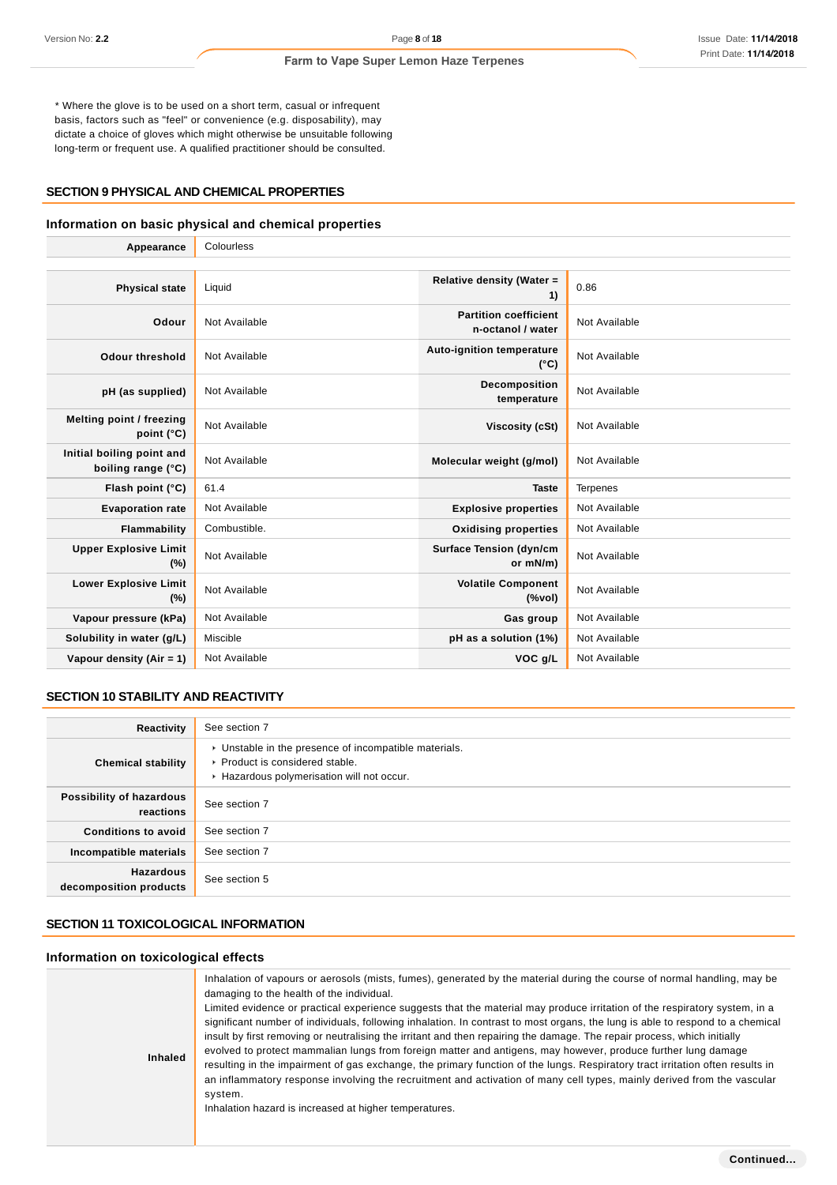* Where the glove is to be used on a short term, casual or infrequent basis, factors such as "feel" or convenience (e.g. disposability), may dictate a choice of gloves which might otherwise be unsuitable following long-term or frequent use. A qualified practitioner should be consulted.

## SECTION 9 PHYSICAL AND CHEMICAL PROPERTIES

### Information on basic physical and chemical properties

| | | | |
|---|---|---|---|
| **Appearance** | Colourless | | |
| **Physical state** | Liquid | **Relative density (Water = 1)** | 0.86 |
| **Odour** | Not Available | **Partition coefficient n-octanol / water** | Not Available |
| **Odour threshold** | Not Available | **Auto-ignition temperature (°C)** | Not Available |
| **pH (as supplied)** | Not Available | **Decomposition temperature** | Not Available |
| **Melting point / freezing point (°C)** | Not Available | **Viscosity (cSt)** | Not Available |
| **Initial boiling point and boiling range (°C)** | Not Available | **Molecular weight (g/mol)** | Not Available |
| **Flash point (°C)** | 61.4 | **Taste** | Terpenes |
| **Evaporation rate** | Not Available | **Explosive properties** | Not Available |
| **Flammability** | Combustible. | **Oxidising properties** | Not Available |
| **Upper Explosive Limit (%)** | Not Available | **Surface Tension (dyn/cm or mN/m)** | Not Available |
| **Lower Explosive Limit (%)** | Not Available | **Volatile Component (%vol)** | Not Available |
| **Vapour pressure (kPa)** | Not Available | **Gas group** | Not Available |
| **Solubility in water (g/L)** | Miscible | **pH as a solution (1%)** | Not Available |
| **Vapour density (Air = 1)** | Not Available | **VOC g/L** | Not Available |

## SECTION 10 STABILITY AND REACTIVITY

| | |
|---|---|
| **Reactivity** | See section 7 |
| **Chemical stability** | ▸ Unstable in the presence of incompatible materials.<br>▸ Product is considered stable.<br>▸ Hazardous polymerisation will not occur. |
| **Possibility of hazardous reactions** | See section 7 |
| **Conditions to avoid** | See section 7 |
| **Incompatible materials** | See section 7 |
| **Hazardous decomposition products** | See section 5 |

## SECTION 11 TOXICOLOGICAL INFORMATION

### Information on toxicological effects

| | |
|---|---|
| **Inhaled** | Inhalation of vapours or aerosols (mists, fumes), generated by the material during the course of normal handling, may be damaging to the health of the individual.<br>Limited evidence or practical experience suggests that the material may produce irritation of the respiratory system, in a significant number of individuals, following inhalation. In contrast to most organs, the lung is able to respond to a chemical insult by first removing or neutralising the irritant and then repairing the damage. The repair process, which initially evolved to protect mammalian lungs from foreign matter and antigens, may however, produce further lung damage resulting in the impairment of gas exchange, the primary function of the lungs. Respiratory tract irritation often results in an inflammatory response involving the recruitment and activation of many cell types, mainly derived from the vascular system.<br>Inhalation hazard is increased at higher temperatures. |

**Continued...**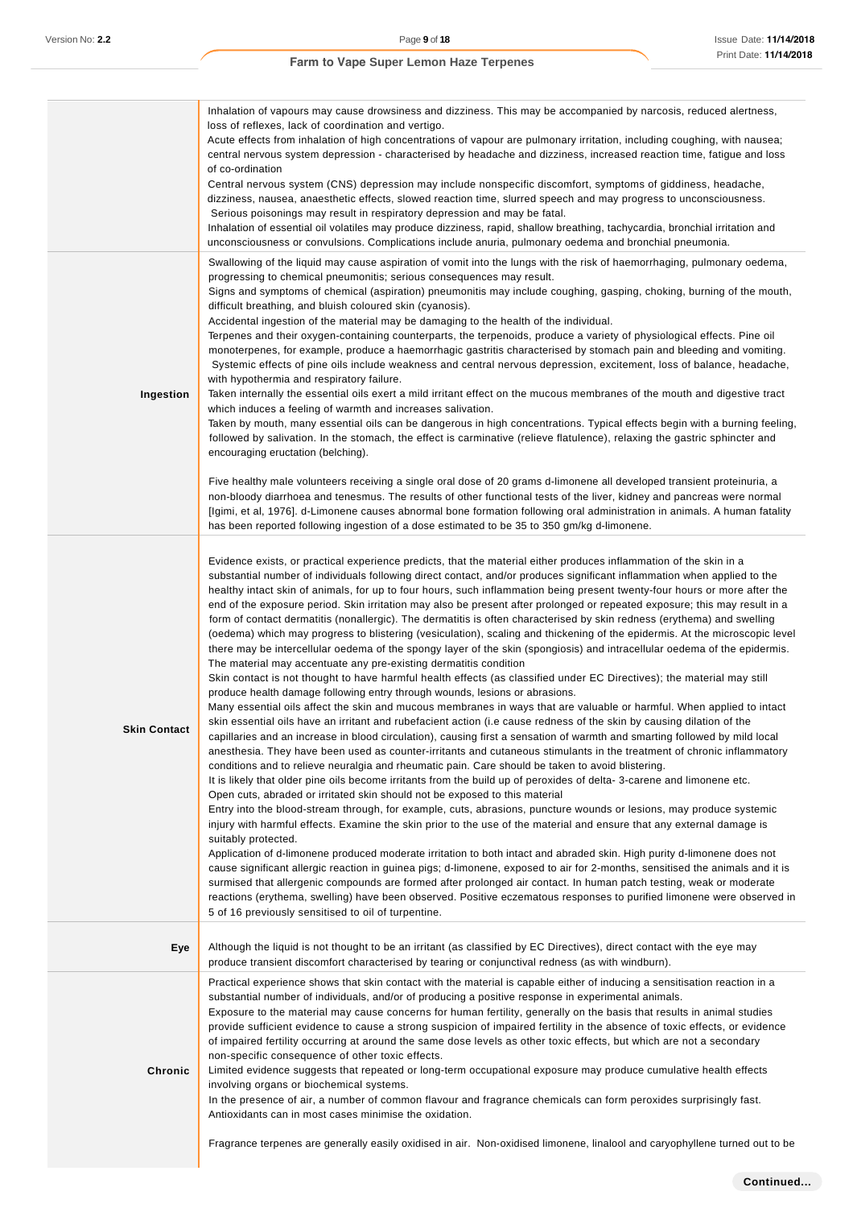| | |
|---|---|
| | Inhalation of vapours may cause drowsiness and dizziness. This may be accompanied by narcosis, reduced alertness, loss of reflexes, lack of coordination and vertigo.<br>Acute effects from inhalation of high concentrations of vapour are pulmonary irritation, including coughing, with nausea; central nervous system depression - characterised by headache and dizziness, increased reaction time, fatigue and loss of co-ordination<br>Central nervous system (CNS) depression may include nonspecific discomfort, symptoms of giddiness, headache, dizziness, nausea, anaesthetic effects, slowed reaction time, slurred speech and may progress to unconsciousness. Serious poisonings may result in respiratory depression and may be fatal.<br>Inhalation of essential oil volatiles may produce dizziness, rapid, shallow breathing, tachycardia, bronchial irritation and unconsciousness or convulsions. Complications include anuria, pulmonary oedema and bronchial pneumonia. |
| **Ingestion** | Swallowing of the liquid may cause aspiration of vomit into the lungs with the risk of haemorrhaging, pulmonary oedema, progressing to chemical pneumonitis; serious consequences may result.<br>Signs and symptoms of chemical (aspiration) pneumonitis may include coughing, gasping, choking, burning of the mouth, difficult breathing, and bluish coloured skin (cyanosis).<br>Accidental ingestion of the material may be damaging to the health of the individual.<br>Terpenes and their oxygen-containing counterparts, the terpenoids, produce a variety of physiological effects. Pine oil monoterpenes, for example, produce a haemorrhagic gastritis characterised by stomach pain and bleeding and vomiting. Systemic effects of pine oils include weakness and central nervous depression, excitement, loss of balance, headache, with hypothermia and respiratory failure.<br>Taken internally the essential oils exert a mild irritant effect on the mucous membranes of the mouth and digestive tract which induces a feeling of warmth and increases salivation.<br>Taken by mouth, many essential oils can be dangerous in high concentrations. Typical effects begin with a burning feeling, followed by salivation. In the stomach, the effect is carminative (relieve flatulence), relaxing the gastric sphincter and encouraging eructation (belching).<br><br>Five healthy male volunteers receiving a single oral dose of 20 grams d-limonene all developed transient proteinuria, a non-bloody diarrhoea and tenesmus. The results of other functional tests of the liver, kidney and pancreas were normal [Igimi, et al, 1976]. d-Limonene causes abnormal bone formation following oral administration in animals. A human fatality has been reported following ingestion of a dose estimated to be 35 to 350 gm/kg d-limonene. |
| **Skin Contact** | Evidence exists, or practical experience predicts, that the material either produces inflammation of the skin in a substantial number of individuals following direct contact, and/or produces significant inflammation when applied to the healthy intact skin of animals, for up to four hours, such inflammation being present twenty-four hours or more after the end of the exposure period. Skin irritation may also be present after prolonged or repeated exposure; this may result in a form of contact dermatitis (nonallergic). The dermatitis is often characterised by skin redness (erythema) and swelling (oedema) which may progress to blistering (vesiculation), scaling and thickening of the epidermis. At the microscopic level there may be intercellular oedema of the spongy layer of the skin (spongiosis) and intracellular oedema of the epidermis.<br>The material may accentuate any pre-existing dermatitis condition<br>Skin contact is not thought to have harmful health effects (as classified under EC Directives); the material may still produce health damage following entry through wounds, lesions or abrasions.<br>Many essential oils affect the skin and mucous membranes in ways that are valuable or harmful. When applied to intact skin essential oils have an irritant and rubefacient action (i.e cause redness of the skin by causing dilation of the capillaries and an increase in blood circulation), causing first a sensation of warmth and smarting followed by mild local anesthesia. They have been used as counter-irritants and cutaneous stimulants in the treatment of chronic inflammatory conditions and to relieve neuralgia and rheumatic pain. Care should be taken to avoid blistering.<br>It is likely that older pine oils become irritants from the build up of peroxides of delta- 3-carene and limonene etc.<br>Open cuts, abraded or irritated skin should not be exposed to this material<br>Entry into the blood-stream through, for example, cuts, abrasions, puncture wounds or lesions, may produce systemic injury with harmful effects. Examine the skin prior to the use of the material and ensure that any external damage is suitably protected.<br>Application of d-limonene produced moderate irritation to both intact and abraded skin. High purity d-limonene does not cause significant allergic reaction in guinea pigs; d-limonene, exposed to air for 2-months, sensitised the animals and it is surmised that allergenic compounds are formed after prolonged air contact. In human patch testing, weak or moderate reactions (erythema, swelling) have been observed. Positive eczematous responses to purified limonene were observed in 5 of 16 previously sensitised to oil of turpentine. |
| **Eye** | Although the liquid is not thought to be an irritant (as classified by EC Directives), direct contact with the eye may produce transient discomfort characterised by tearing or conjunctival redness (as with windburn). |
| **Chronic** | Practical experience shows that skin contact with the material is capable either of inducing a sensitisation reaction in a substantial number of individuals, and/or of producing a positive response in experimental animals.<br>Exposure to the material may cause concerns for human fertility, generally on the basis that results in animal studies provide sufficient evidence to cause a strong suspicion of impaired fertility in the absence of toxic effects, or evidence of impaired fertility occurring at around the same dose levels as other toxic effects, but which are not a secondary non-specific consequence of other toxic effects.<br>Limited evidence suggests that repeated or long-term occupational exposure may produce cumulative health effects involving organs or biochemical systems.<br>In the presence of air, a number of common flavour and fragrance chemicals can form peroxides surprisingly fast. Antioxidants can in most cases minimise the oxidation.<br><br>Fragrance terpenes are generally easily oxidised in air. Non-oxidised limonene, linalool and caryophyllene turned out to be |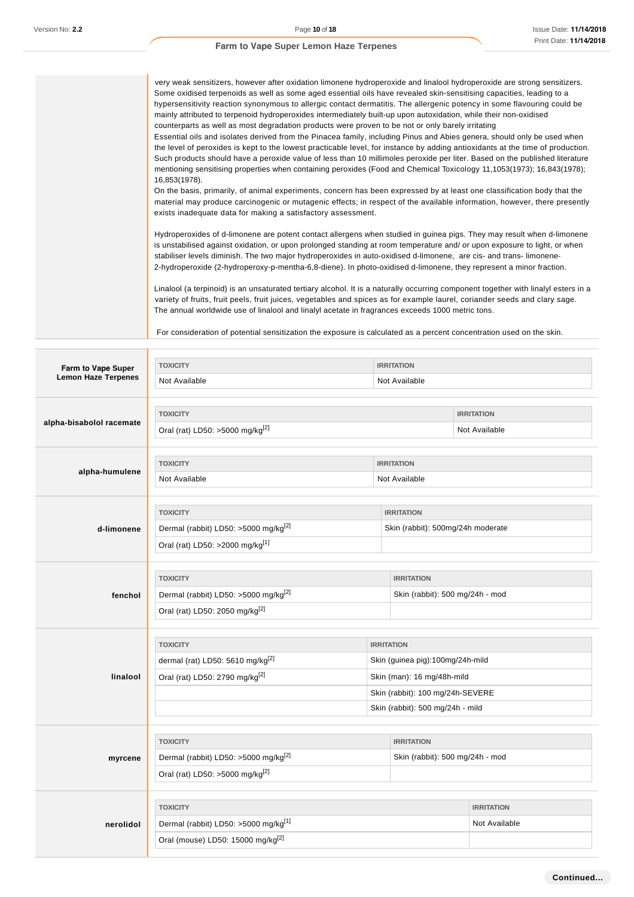very weak sensitizers, however after oxidation limonene hydroperoxide and linalool hydroperoxide are strong sensitizers. Some oxidised terpenoids as well as some aged essential oils have revealed skin-sensitising capacities, leading to a hypersensitivity reaction synonymous to allergic contact dermatitis. The allergenic potency in some flavouring could be mainly attributed to terpenoid hydroperoxides intermediately built-up upon autoxidation, while their non-oxidised counterparts as well as most degradation products were proven to be not or only barely irritating
Essential oils and isolates derived from the Pinacea family, including Pinus and Abies genera, should only be used when the level of peroxides is kept to the lowest practicable level, for instance by adding antioxidants at the time of production. Such products should have a peroxide value of less than 10 millimoles peroxide per liter. Based on the published literature mentioning sensitising properties when containing peroxides (Food and Chemical Toxicology 11,1053(1973); 16,843(1978); 16,853(1978).
On the basis, primarily, of animal experiments, concern has been expressed by at least one classification body that the material may produce carcinogenic or mutagenic effects; in respect of the available information, however, there presently exists inadequate data for making a satisfactory assessment.

Hydroperoxides of d-limonene are potent contact allergens when studied in guinea pigs. They may result when d-limonene is unstabilised against oxidation, or upon prolonged standing at room temperature and/ or upon exposure to light, or when stabiliser levels diminish. The two major hydroperoxides in auto-oxidised d-limonene, are cis- and trans- limonene-2-hydroperoxide (2-hydroperoxy-p-mentha-6,8-diene). In photo-oxidised d-limonene, they represent a minor fraction.

Linalool (a terpinoid) is an unsaturated tertiary alcohol. It is a naturally occurring component together with linalyl esters in a variety of fruits, fruit peels, fruit juices, vegetables and spices as for example laurel, coriander seeds and clary sage. The annual worldwide use of linalool and linalyl acetate in fragrances exceeds 1000 metric tons.

For consideration of potential sensitization the exposure is calculated as a percent concentration used on the skin.

**Farm to Vape Super Lemon Haze Terpenes**

| TOXICITY | IRRITATION |
|---|---|
| Not Available | Not Available |

**alpha-bisabolol racemate**

| TOXICITY | IRRITATION |
|---|---|
| Oral (rat) LD50: >5000 mg/kg[2] | Not Available |

**alpha-humulene**

| TOXICITY | IRRITATION |
|---|---|
| Not Available | Not Available |

**d-limonene**

| TOXICITY | IRRITATION |
|---|---|
| Dermal (rabbit) LD50: >5000 mg/kg[2] | Skin (rabbit): 500mg/24h moderate |
| Oral (rat) LD50: >2000 mg/kg[1] | |

**fenchol**

| TOXICITY | IRRITATION |
|---|---|
| Dermal (rabbit) LD50: >5000 mg/kg[2] | Skin (rabbit): 500 mg/24h - mod |
| Oral (rat) LD50: 2050 mg/kg[2] | |

**linalool**

| TOXICITY | IRRITATION |
|---|---|
| dermal (rat) LD50: 5610 mg/kg[2] | Skin (guinea pig):100mg/24h-mild |
| Oral (rat) LD50: 2790 mg/kg[2] | Skin (man): 16 mg/48h-mild |
| | Skin (rabbit): 100 mg/24h-SEVERE |
| | Skin (rabbit): 500 mg/24h - mild |

**myrcene**

| TOXICITY | IRRITATION |
|---|---|
| Dermal (rabbit) LD50: >5000 mg/kg[2] | Skin (rabbit): 500 mg/24h - mod |
| Oral (rat) LD50: >5000 mg/kg[2] | |

**nerolidol**

| TOXICITY | IRRITATION |
|---|---|
| Dermal (rabbit) LD50: >5000 mg/kg[1] | Not Available |
| Oral (mouse) LD50: 15000 mg/kg[2] | |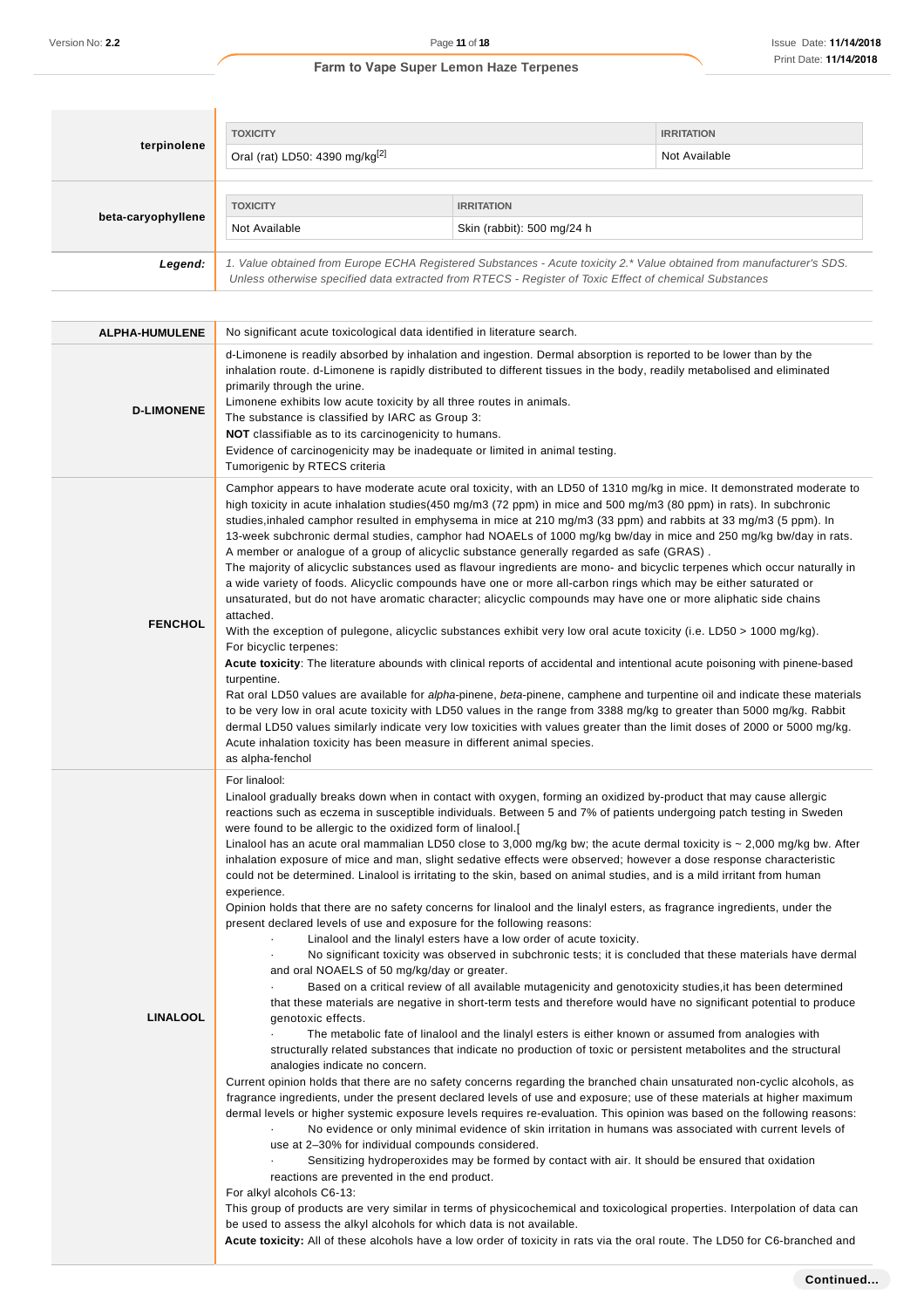| | TOXICITY | IRRITATION |
|---|---|---|
| **terpinolene** | Oral (rat) LD50: 4390 mg/kg[2] | Not Available |

| | TOXICITY | IRRITATION |
|---|---|---|
| **beta-caryophyllene** | Not Available | Skin (rabbit): 500 mg/24 h |

***Legend:*** *1. Value obtained from Europe ECHA Registered Substances - Acute toxicity 2.\* Value obtained from manufacturer's SDS. Unless otherwise specified data extracted from RTECS - Register of Toxic Effect of chemical Substances*

| | |
|---|---|
| **ALPHA-HUMULENE** | No significant acute toxicological data identified in literature search. |
| **D-LIMONENE** | d-Limonene is readily absorbed by inhalation and ingestion. Dermal absorption is reported to be lower than by the inhalation route. d-Limonene is rapidly distributed to different tissues in the body, readily metabolised and eliminated primarily through the urine.<br>Limonene exhibits low acute toxicity by all three routes in animals.<br>The substance is classified by IARC as Group 3:<br>**NOT** classifiable as to its carcinogenicity to humans.<br>Evidence of carcinogenicity may be inadequate or limited in animal testing.<br>Tumorigenic by RTECS criteria |
| **FENCHOL** | Camphor appears to have moderate acute oral toxicity, with an LD50 of 1310 mg/kg in mice. It demonstrated moderate to high toxicity in acute inhalation studies(450 mg/m3 (72 ppm) in mice and 500 mg/m3 (80 ppm) in rats). In subchronic studies,inhaled camphor resulted in emphysema in mice at 210 mg/m3 (33 ppm) and rabbits at 33 mg/m3 (5 ppm). In 13-week subchronic dermal studies, camphor had NOAELs of 1000 mg/kg bw/day in mice and 250 mg/kg bw/day in rats.<br>A member or analogue of a group of alicyclic substance generally regarded as safe (GRAS) .<br>The majority of alicyclic substances used as flavour ingredients are mono- and bicyclic terpenes which occur naturally in a wide variety of foods. Alicyclic compounds have one or more all-carbon rings which may be either saturated or unsaturated, but do not have aromatic character; alicyclic compounds may have one or more aliphatic side chains attached.<br>With the exception of pulegone, alicyclic substances exhibit very low oral acute toxicity (i.e. LD50 > 1000 mg/kg).<br>For bicyclic terpenes:<br>**Acute toxicity**: The literature abounds with clinical reports of accidental and intentional acute poisoning with pinene-based turpentine.<br>Rat oral LD50 values are available for *alpha*-pinene, *beta*-pinene, camphene and turpentine oil and indicate these materials to be very low in oral acute toxicity with LD50 values in the range from 3388 mg/kg to greater than 5000 mg/kg. Rabbit dermal LD50 values similarly indicate very low toxicities with values greater than the limit doses of 2000 or 5000 mg/kg.<br>Acute inhalation toxicity has been measure in different animal species.<br>as alpha-fenchol |
| **LINALOOL** | For linalool:<br>Linalool gradually breaks down when in contact with oxygen, forming an oxidized by-product that may cause allergic reactions such as eczema in susceptible individuals. Between 5 and 7% of patients undergoing patch testing in Sweden were found to be allergic to the oxidized form of linalool.[<br>Linalool has an acute oral mammalian LD50 close to 3,000 mg/kg bw; the acute dermal toxicity is ~ 2,000 mg/kg bw. After inhalation exposure of mice and man, slight sedative effects were observed; however a dose response characteristic could not be determined. Linalool is irritating to the skin, based on animal studies, and is a mild irritant from human experience.<br>Opinion holds that there are no safety concerns for linalool and the linalyl esters, as fragrance ingredients, under the present declared levels of use and exposure for the following reasons:<br>· Linalool and the linalyl esters have a low order of acute toxicity.<br>· No significant toxicity was observed in subchronic tests; it is concluded that these materials have dermal and oral NOAELS of 50 mg/kg/day or greater.<br>· Based on a critical review of all available mutagenicity and genotoxicity studies,it has been determined that these materials are negative in short-term tests and therefore would have no significant potential to produce genotoxic effects.<br>· The metabolic fate of linalool and the linalyl esters is either known or assumed from analogies with structurally related substances that indicate no production of toxic or persistent metabolites and the structural analogies indicate no concern.<br>Current opinion holds that there are no safety concerns regarding the branched chain unsaturated non-cyclic alcohols, as fragrance ingredients, under the present declared levels of use and exposure; use of these materials at higher maximum dermal levels or higher systemic exposure levels requires re-evaluation. This opinion was based on the following reasons:<br>· No evidence or only minimal evidence of skin irritation in humans was associated with current levels of use at 2–30% for individual compounds considered.<br>· Sensitizing hydroperoxides may be formed by contact with air. It should be ensured that oxidation reactions are prevented in the end product.<br>For alkyl alcohols C6-13:<br>This group of products are very similar in terms of physicochemical and toxicological properties. Interpolation of data can be used to assess the alkyl alcohols for which data is not available.<br>**Acute toxicity:** All of these alcohols have a low order of toxicity in rats via the oral route. The LD50 for C6-branched and |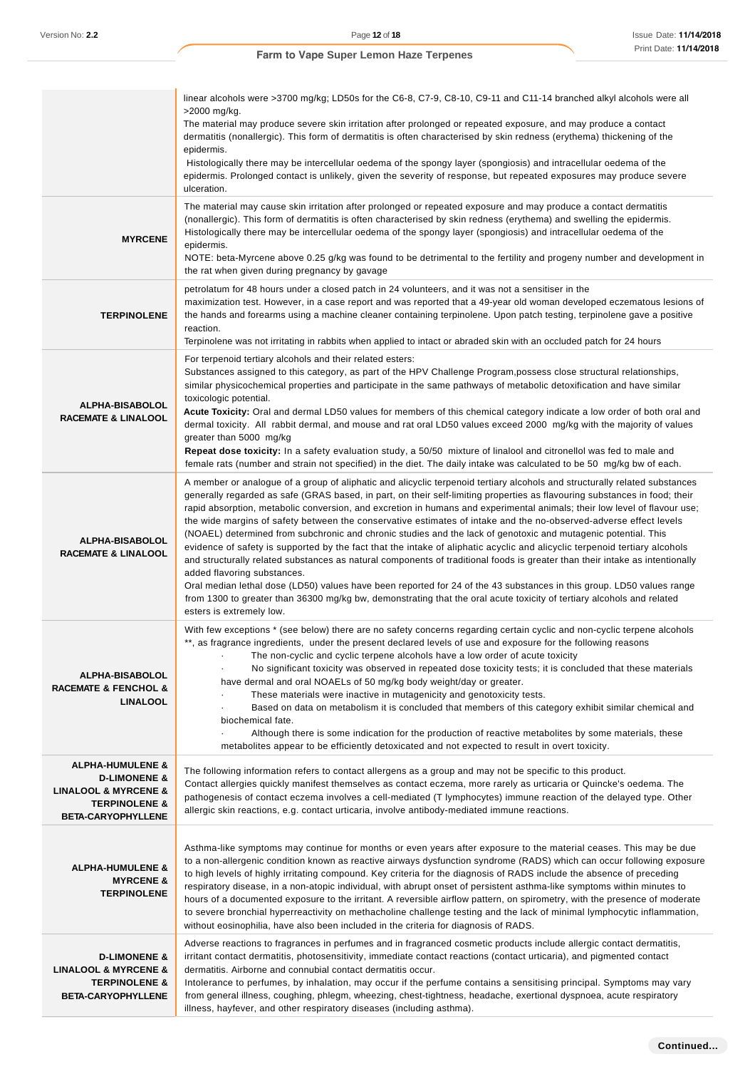| | |
|---|---|
| | linear alcohols were >3700 mg/kg; LD50s for the C6-8, C7-9, C8-10, C9-11 and C11-14 branched alkyl alcohols were all >2000 mg/kg.<br>The material may produce severe skin irritation after prolonged or repeated exposure, and may produce a contact dermatitis (nonallergic). This form of dermatitis is often characterised by skin redness (erythema) thickening of the epidermis.<br>Histologically there may be intercellular oedema of the spongy layer (spongiosis) and intracellular oedema of the epidermis. Prolonged contact is unlikely, given the severity of response, but repeated exposures may produce severe ulceration. |
| **MYRCENE** | The material may cause skin irritation after prolonged or repeated exposure and may produce a contact dermatitis (nonallergic). This form of dermatitis is often characterised by skin redness (erythema) and swelling the epidermis. Histologically there may be intercellular oedema of the spongy layer (spongiosis) and intracellular oedema of the epidermis.<br>NOTE: beta-Myrcene above 0.25 g/kg was found to be detrimental to the fertility and progeny number and development in the rat when given during pregnancy by gavage |
| **TERPINOLENE** | petrolatum for 48 hours under a closed patch in 24 volunteers, and it was not a sensitiser in the maximization test. However, in a case report and was reported that a 49-year old woman developed eczematous lesions of the hands and forearms using a machine cleaner containing terpinolene. Upon patch testing, terpinolene gave a positive reaction.<br>Terpinolene was not irritating in rabbits when applied to intact or abraded skin with an occluded patch for 24 hours |
| **ALPHA-BISABOLOL RACEMATE & LINALOOL** | For terpenoid tertiary alcohols and their related esters:<br>Substances assigned to this category, as part of the HPV Challenge Program,possess close structural relationships, similar physicochemical properties and participate in the same pathways of metabolic detoxification and have similar toxicologic potential.<br>**Acute Toxicity:** Oral and dermal LD50 values for members of this chemical category indicate a low order of both oral and dermal toxicity. All rabbit dermal, and mouse and rat oral LD50 values exceed 2000 mg/kg with the majority of values greater than 5000 mg/kg<br>**Repeat dose toxicity:** In a safety evaluation study, a 50/50 mixture of linalool and citronellol was fed to male and female rats (number and strain not specified) in the diet. The daily intake was calculated to be 50 mg/kg bw of each. |
| **ALPHA-BISABOLOL RACEMATE & LINALOOL** | A member or analogue of a group of aliphatic and alicyclic terpenoid tertiary alcohols and structurally related substances generally regarded as safe (GRAS based, in part, on their self-limiting properties as flavouring substances in food; their rapid absorption, metabolic conversion, and excretion in humans and experimental animals; their low level of flavour use; the wide margins of safety between the conservative estimates of intake and the no-observed-adverse effect levels (NOAEL) determined from subchronic and chronic studies and the lack of genotoxic and mutagenic potential. This evidence of safety is supported by the fact that the intake of aliphatic acyclic and alicyclic terpenoid tertiary alcohols and structurally related substances as natural components of traditional foods is greater than their intake as intentionally added flavoring substances.<br>Oral median lethal dose (LD50) values have been reported for 24 of the 43 substances in this group. LD50 values range from 1300 to greater than 36300 mg/kg bw, demonstrating that the oral acute toxicity of tertiary alcohols and related esters is extremely low. |
| **ALPHA-BISABOLOL RACEMATE & FENCHOL & LINALOOL** | With few exceptions * (see below) there are no safety concerns regarding certain cyclic and non-cyclic terpene alcohols **, as fragrance ingredients, under the present declared levels of use and exposure for the following reasons<br>· The non-cyclic and cyclic terpene alcohols have a low order of acute toxicity<br>· No significant toxicity was observed in repeated dose toxicity tests; it is concluded that these materials have dermal and oral NOAELs of 50 mg/kg body weight/day or greater.<br>· These materials were inactive in mutagenicity and genotoxicity tests.<br>· Based on data on metabolism it is concluded that members of this category exhibit similar chemical and biochemical fate.<br>· Although there is some indication for the production of reactive metabolites by some materials, these metabolites appear to be efficiently detoxicated and not expected to result in overt toxicity. |
| **ALPHA-HUMULENE & D-LIMONENE & LINALOOL & MYRCENE & TERPINOLENE & BETA-CARYOPHYLLENE** | The following information refers to contact allergens as a group and may not be specific to this product.<br>Contact allergies quickly manifest themselves as contact eczema, more rarely as urticaria or Quincke's oedema. The pathogenesis of contact eczema involves a cell-mediated (T lymphocytes) immune reaction of the delayed type. Other allergic skin reactions, e.g. contact urticaria, involve antibody-mediated immune reactions. |
| **ALPHA-HUMULENE & MYRCENE & TERPINOLENE** | Asthma-like symptoms may continue for months or even years after exposure to the material ceases. This may be due to a non-allergenic condition known as reactive airways dysfunction syndrome (RADS) which can occur following exposure to high levels of highly irritating compound. Key criteria for the diagnosis of RADS include the absence of preceding respiratory disease, in a non-atopic individual, with abrupt onset of persistent asthma-like symptoms within minutes to hours of a documented exposure to the irritant. A reversible airflow pattern, on spirometry, with the presence of moderate to severe bronchial hyperreactivity on methacholine challenge testing and the lack of minimal lymphocytic inflammation, without eosinophilia, have also been included in the criteria for diagnosis of RADS. |
| **D-LIMONENE & LINALOOL & MYRCENE & TERPINOLENE & BETA-CARYOPHYLLENE** | Adverse reactions to fragrances in perfumes and in fragranced cosmetic products include allergic contact dermatitis, irritant contact dermatitis, photosensitivity, immediate contact reactions (contact urticaria), and pigmented contact dermatitis. Airborne and connubial contact dermatitis occur.<br>Intolerance to perfumes, by inhalation, may occur if the perfume contains a sensitising principal. Symptoms may vary from general illness, coughing, phlegm, wheezing, chest-tightness, headache, exertional dyspnoea, acute respiratory illness, hayfever, and other respiratory diseases (including asthma). |

**Continued...**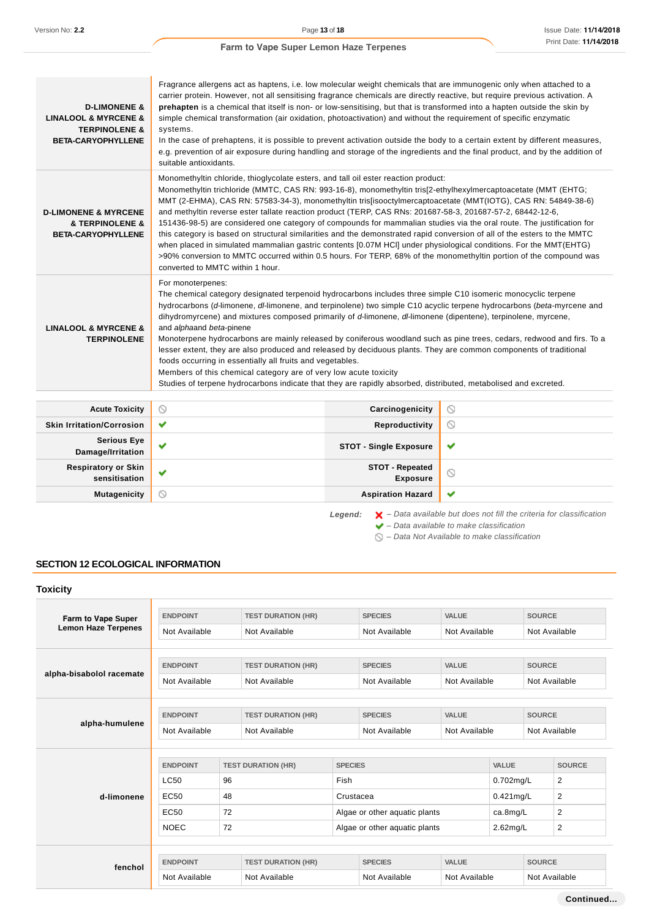| | |
|---|---|
| **D-LIMONENE & LINALOOL & MYRCENE & TERPINOLENE & BETA-CARYOPHYLLENE** | Fragrance allergens act as haptens, i.e. low molecular weight chemicals that are immunogenic only when attached to a carrier protein. However, not all sensitising fragrance chemicals are directly reactive, but require previous activation. A **prehapten** is a chemical that itself is non- or low-sensitising, but that is transformed into a hapten outside the skin by simple chemical transformation (air oxidation, photoactivation) and without the requirement of specific enzymatic systems.<br>In the case of prehaptens, it is possible to prevent activation outside the body to a certain extent by different measures, e.g. prevention of air exposure during handling and storage of the ingredients and the final product, and by the addition of suitable antioxidants. |
| **D-LIMONENE & MYRCENE & TERPINOLENE & BETA-CARYOPHYLLENE** | Monomethyltin chloride, thioglycolate esters, and tall oil ester reaction product:<br>Monomethyltin trichloride (MMTC, CAS RN: 993-16-8), monomethyltin tris[2-ethylhexylmercaptoacetate (MMT (EHTG; MMT (2-EHMA), CAS RN: 57583-34-3), monomethyltin tris[isooctylmercaptoacetate (MMT(IOTG), CAS RN: 54849-38-6) and methyltin reverse ester tallate reaction product (TERP, CAS RNs: 201687-58-3, 201687-57-2, 68442-12-6, 151436-98-5) are considered one category of compounds for mammalian studies via the oral route. The justification for this category is based on structural similarities and the demonstrated rapid conversion of all of the esters to the MMTC when placed in simulated mammalian gastric contents [0.07M HCl] under physiological conditions. For the MMT(EHTG) >90% conversion to MMTC occurred within 0.5 hours. For TERP, 68% of the monomethyltin portion of the compound was converted to MMTC within 1 hour. |
| **LINALOOL & MYRCENE & TERPINOLENE** | For monoterpenes:<br>The chemical category designated terpenoid hydrocarbons includes three simple C10 isomeric monocyclic terpene hydrocarbons (*d*-limonene, *dl*-limonene, and terpinolene) two simple C10 acyclic terpene hydrocarbons (*beta*-myrcene and dihydromyrcene) and mixtures composed primarily of *d*-limonene, *dl*-limonene (dipentene), terpinolene, myrcene, and *alpha*and *beta*-pinene<br>Monoterpene hydrocarbons are mainly released by coniferous woodland such as pine trees, cedars, redwood and firs. To a lesser extent, they are also produced and released by deciduous plants. They are common components of traditional foods occurring in essentially all fruits and vegetables.<br>Members of this chemical category are of very low acute toxicity<br>Studies of terpene hydrocarbons indicate that they are rapidly absorbed, distributed, metabolised and excreted. |

| | | | |
|---|---|---|---|
| **Acute Toxicity** | ⦸ | **Carcinogenicity** | ⦸ |
| **Skin Irritation/Corrosion** | ✔ | **Reproductivity** | ⦸ |
| **Serious Eye Damage/Irritation** | ✔ | **STOT - Single Exposure** | ✔ |
| **Respiratory or Skin sensitisation** | ✔ | **STOT - Repeated Exposure** | ⦸ |
| **Mutagenicity** | ⦸ | **Aspiration Hazard** | ✔ |

*Legend:* ✘ – Data available but does not fill the criteria for classification
✔ – Data available to make classification
⦸ – Data Not Available to make classification

## SECTION 12 ECOLOGICAL INFORMATION

### Toxicity

**Farm to Vape Super Lemon Haze Terpenes**

| ENDPOINT | TEST DURATION (HR) | SPECIES | VALUE | SOURCE |
|---|---|---|---|---|
| Not Available | Not Available | Not Available | Not Available | Not Available |

**alpha-bisabolol racemate**

| ENDPOINT | TEST DURATION (HR) | SPECIES | VALUE | SOURCE |
|---|---|---|---|---|
| Not Available | Not Available | Not Available | Not Available | Not Available |

**alpha-humulene**

| ENDPOINT | TEST DURATION (HR) | SPECIES | VALUE | SOURCE |
|---|---|---|---|---|
| Not Available | Not Available | Not Available | Not Available | Not Available |

**d-limonene**

| ENDPOINT | TEST DURATION (HR) | SPECIES | VALUE | SOURCE |
|---|---|---|---|---|
| LC50 | 96 | Fish | 0.702mg/L | 2 |
| EC50 | 48 | Crustacea | 0.421mg/L | 2 |
| EC50 | 72 | Algae or other aquatic plants | ca.8mg/L | 2 |
| NOEC | 72 | Algae or other aquatic plants | 2.62mg/L | 2 |

**fenchol**

| ENDPOINT | TEST DURATION (HR) | SPECIES | VALUE | SOURCE |
|---|---|---|---|---|
| Not Available | Not Available | Not Available | Not Available | Not Available |

Continued...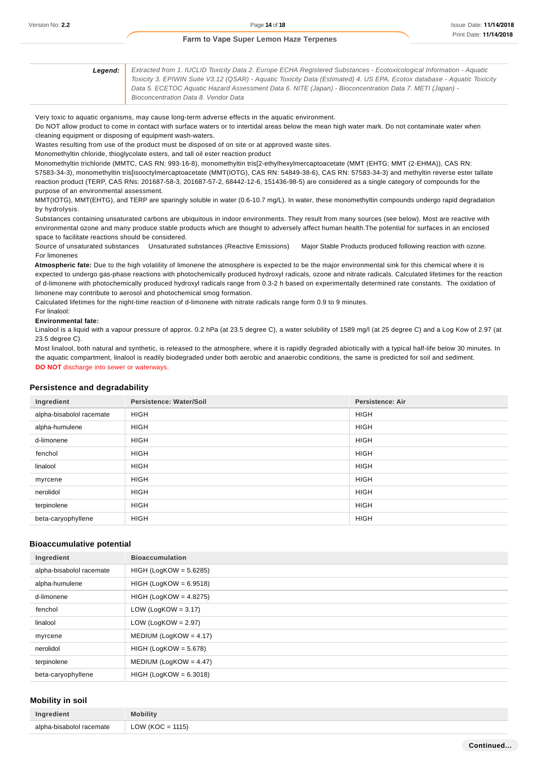| **Legend:** | *Extracted from 1. IUCLID Toxicity Data 2. Europe ECHA Registered Substances - Ecotoxicological Information - Aquatic Toxicity 3. EPIWIN Suite V3.12 (QSAR) - Aquatic Toxicity Data (Estimated) 4. US EPA, Ecotox database - Aquatic Toxicity Data 5. ECETOC Aquatic Hazard Assessment Data 6. NITE (Japan) - Bioconcentration Data 7. METI (Japan) - Bioconcentration Data 8. Vendor Data* |
|---|---|

Very toxic to aquatic organisms, may cause long-term adverse effects in the aquatic environment.
Do NOT allow product to come in contact with surface waters or to intertidal areas below the mean high water mark. Do not contaminate water when cleaning equipment or disposing of equipment wash-waters.
Wastes resulting from use of the product must be disposed of on site or at approved waste sites.
Monomethyltin chloride, thioglycolate esters, and tall oil ester reaction product
Monomethyltin trichloride (MMTC, CAS RN: 993-16-8), monomethyltin tris[2-ethylhexylmercaptoacetate (MMT (EHTG; MMT (2-EHMA)), CAS RN: 57583-34-3), monomethyltin tris[isooctylmercaptoacetate (MMT(IOTG), CAS RN: 54849-38-6), CAS RN: 57583-34-3) and methyltin reverse ester tallate reaction product (TERP, CAS RNs: 201687-58-3, 201687-57-2, 68442-12-6, 151436-98-5) are considered as a single category of compounds for the purpose of an environmental assessment.
MMT(IOTG), MMT(EHTG), and TERP are sparingly soluble in water (0.6-10.7 mg/L). In water, these monomethyltin compounds undergo rapid degradation by hydrolysis.
Substances containing unsaturated carbons are ubiquitous in indoor environments. They result from many sources (see below). Most are reactive with environmental ozone and many produce stable products which are thought to adversely affect human health.The potential for surfaces in an enclosed space to facilitate reactions should be considered.
Source of unsaturated substances Unsaturated substances (Reactive Emissions) Major Stable Products produced following reaction with ozone.
For limonenes
**Atmospheric fate:** Due to the high volatility of limonene the atmosphere is expected to be the major environmental sink for this chemical where it is expected to undergo gas-phase reactions with photochemically produced hydroxyl radicals, ozone and nitrate radicals. Calculated lifetimes for the reaction of d-limonene with photochemically produced hydroxyl radicals range from 0.3-2 h based on experimentally determined rate constants. The oxidation of limonene may contribute to aerosol and photochemical smog formation.
Calculated lifetimes for the night-time reaction of d-limonene with nitrate radicals range form 0.9 to 9 minutes.
For linalool:
**Environmental fate:**
Linalool is a liquid with a vapour pressure of approx. 0.2 hPa (at 23.5 degree C), a water solubility of 1589 mg/l (at 25 degree C) and a Log Kow of 2.97 (at 23.5 degree C).
Most linalool, both natural and synthetic, is released to the atmosphere, where it is rapidly degraded abiotically with a typical half-life below 30 minutes. In the aquatic compartment, linalool is readily biodegraded under both aerobic and anaerobic conditions, the same is predicted for soil and sediment.
**DO NOT** discharge into sewer or waterways.

### Persistence and degradability

| Ingredient | Persistence: Water/Soil | Persistence: Air |
|---|---|---|
| alpha-bisabolol racemate | HIGH | HIGH |
| alpha-humulene | HIGH | HIGH |
| d-limonene | HIGH | HIGH |
| fenchol | HIGH | HIGH |
| linalool | HIGH | HIGH |
| myrcene | HIGH | HIGH |
| nerolidol | HIGH | HIGH |
| terpinolene | HIGH | HIGH |
| beta-caryophyllene | HIGH | HIGH |

### Bioaccumulative potential

| Ingredient | Bioaccumulation |
|---|---|
| alpha-bisabolol racemate | HIGH (LogKOW = 5.6285) |
| alpha-humulene | HIGH (LogKOW = 6.9518) |
| d-limonene | HIGH (LogKOW = 4.8275) |
| fenchol | LOW (LogKOW = 3.17) |
| linalool | LOW (LogKOW = 2.97) |
| myrcene | MEDIUM (LogKOW = 4.17) |
| nerolidol | HIGH (LogKOW = 5.678) |
| terpinolene | MEDIUM (LogKOW = 4.47) |
| beta-caryophyllene | HIGH (LogKOW = 6.3018) |

### Mobility in soil

| Ingredient | Mobility |
|---|---|
| alpha-bisabolol racemate | LOW (KOC = 1115) |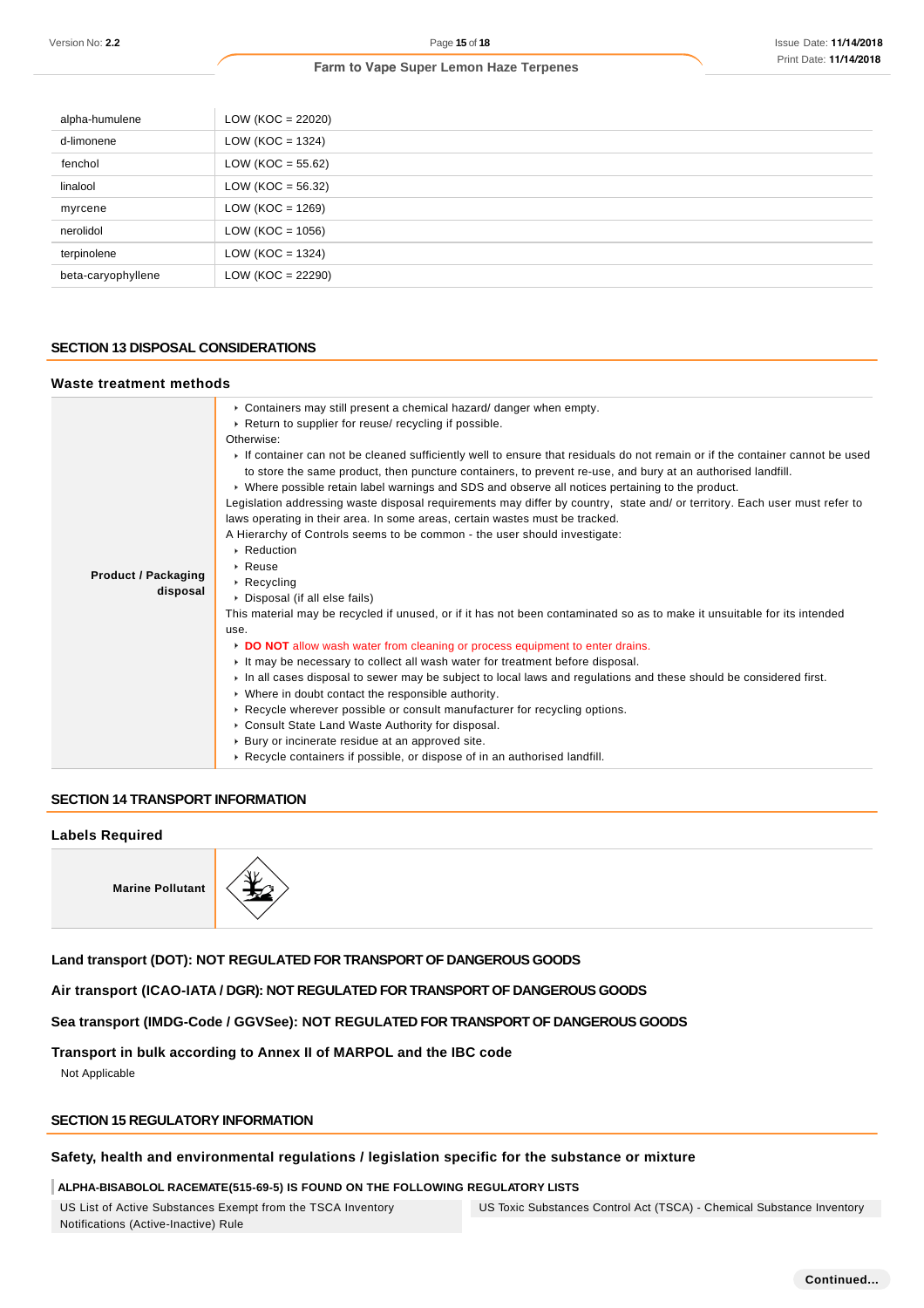| | |
|---|---|
| alpha-humulene | LOW (KOC = 22020) |
| d-limonene | LOW (KOC = 1324) |
| fenchol | LOW (KOC = 55.62) |
| linalool | LOW (KOC = 56.32) |
| myrcene | LOW (KOC = 1269) |
| nerolidol | LOW (KOC = 1056) |
| terpinolene | LOW (KOC = 1324) |
| beta-caryophyllene | LOW (KOC = 22290) |

## SECTION 13 DISPOSAL CONSIDERATIONS

### Waste treatment methods

| | |
|---|---|
| **Product / Packaging disposal** | ‣ Containers may still present a chemical hazard/ danger when empty.<br>‣ Return to supplier for reuse/ recycling if possible.<br>Otherwise:<br>‣ If container can not be cleaned sufficiently well to ensure that residuals do not remain or if the container cannot be used to store the same product, then puncture containers, to prevent re-use, and bury at an authorised landfill.<br>‣ Where possible retain label warnings and SDS and observe all notices pertaining to the product.<br>Legislation addressing waste disposal requirements may differ by country, state and/ or territory. Each user must refer to laws operating in their area. In some areas, certain wastes must be tracked.<br>A Hierarchy of Controls seems to be common - the user should investigate:<br>‣ Reduction<br>‣ Reuse<br>‣ Recycling<br>‣ Disposal (if all else fails)<br>This material may be recycled if unused, or if it has not been contaminated so as to make it unsuitable for its intended use.<br>‣ **DO NOT** allow wash water from cleaning or process equipment to enter drains.<br>‣ It may be necessary to collect all wash water for treatment before disposal.<br>‣ In all cases disposal to sewer may be subject to local laws and regulations and these should be considered first.<br>‣ Where in doubt contact the responsible authority.<br>‣ Recycle wherever possible or consult manufacturer for recycling options.<br>‣ Consult State Land Waste Authority for disposal.<br>‣ Bury or incinerate residue at an approved site.<br>‣ Recycle containers if possible, or dispose of in an authorised landfill. |

## SECTION 14 TRANSPORT INFORMATION

### Labels Required

| | |
|---|---|
| **Marine Pollutant** | |

**Land transport (DOT): NOT REGULATED FOR TRANSPORT OF DANGEROUS GOODS**

**Air transport (ICAO-IATA / DGR): NOT REGULATED FOR TRANSPORT OF DANGEROUS GOODS**

**Sea transport (IMDG-Code / GGVSee): NOT REGULATED FOR TRANSPORT OF DANGEROUS GOODS**

**Transport in bulk according to Annex II of MARPOL and the IBC code**

Not Applicable

## SECTION 15 REGULATORY INFORMATION

### Safety, health and environmental regulations / legislation specific for the substance or mixture

**ALPHA-BISABOLOL RACEMATE(515-69-5) IS FOUND ON THE FOLLOWING REGULATORY LISTS**

| | |
|---|---|
| US List of Active Substances Exempt from the TSCA Inventory Notifications (Active-Inactive) Rule | US Toxic Substances Control Act (TSCA) - Chemical Substance Inventory |

Continued...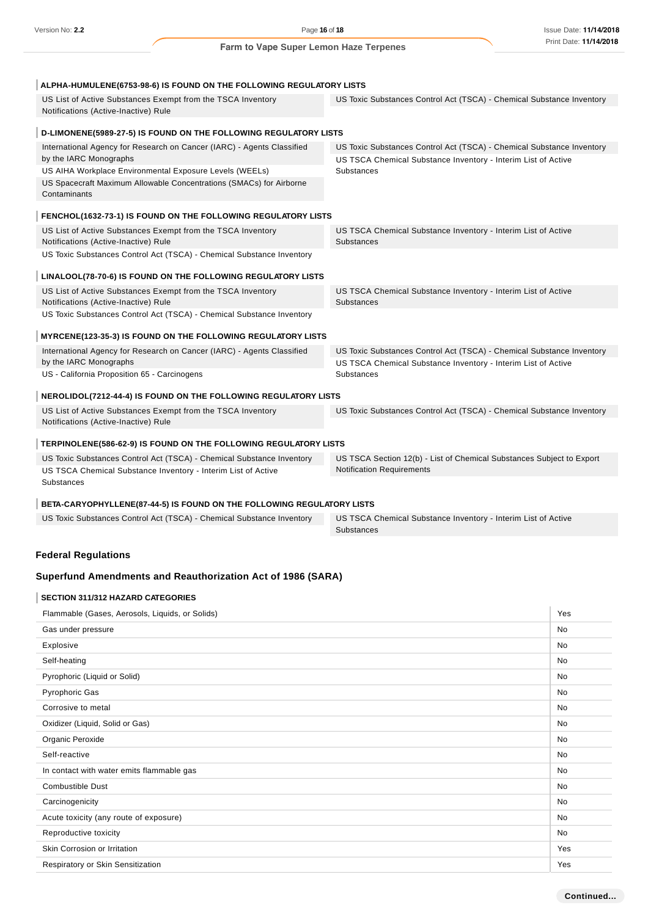### ALPHA-HUMULENE(6753-98-6) IS FOUND ON THE FOLLOWING REGULATORY LISTS

| | |
|---|---|
| US List of Active Substances Exempt from the TSCA Inventory Notifications (Active-Inactive) Rule | US Toxic Substances Control Act (TSCA) - Chemical Substance Inventory |

### D-LIMONENE(5989-27-5) IS FOUND ON THE FOLLOWING REGULATORY LISTS

| | |
|---|---|
| International Agency for Research on Cancer (IARC) - Agents Classified by the IARC Monographs | US Toxic Substances Control Act (TSCA) - Chemical Substance Inventory |
| US AIHA Workplace Environmental Exposure Levels (WEELs) | US TSCA Chemical Substance Inventory - Interim List of Active Substances |
| US Spacecraft Maximum Allowable Concentrations (SMACs) for Airborne Contaminants | |

### FENCHOL(1632-73-1) IS FOUND ON THE FOLLOWING REGULATORY LISTS

| | |
|---|---|
| US List of Active Substances Exempt from the TSCA Inventory Notifications (Active-Inactive) Rule | US TSCA Chemical Substance Inventory - Interim List of Active Substances |
| US Toxic Substances Control Act (TSCA) - Chemical Substance Inventory | |

### LINALOOL(78-70-6) IS FOUND ON THE FOLLOWING REGULATORY LISTS

| | |
|---|---|
| US List of Active Substances Exempt from the TSCA Inventory Notifications (Active-Inactive) Rule | US TSCA Chemical Substance Inventory - Interim List of Active Substances |
| US Toxic Substances Control Act (TSCA) - Chemical Substance Inventory | |

### MYRCENE(123-35-3) IS FOUND ON THE FOLLOWING REGULATORY LISTS

| | |
|---|---|
| International Agency for Research on Cancer (IARC) - Agents Classified by the IARC Monographs | US Toxic Substances Control Act (TSCA) - Chemical Substance Inventory |
| US - California Proposition 65 - Carcinogens | US TSCA Chemical Substance Inventory - Interim List of Active Substances |

### NEROLIDOL(7212-44-4) IS FOUND ON THE FOLLOWING REGULATORY LISTS

| | |
|---|---|
| US List of Active Substances Exempt from the TSCA Inventory Notifications (Active-Inactive) Rule | US Toxic Substances Control Act (TSCA) - Chemical Substance Inventory |

### TERPINOLENE(586-62-9) IS FOUND ON THE FOLLOWING REGULATORY LISTS

| | |
|---|---|
| US Toxic Substances Control Act (TSCA) - Chemical Substance Inventory | US TSCA Section 12(b) - List of Chemical Substances Subject to Export Notification Requirements |
| US TSCA Chemical Substance Inventory - Interim List of Active Substances | |

### BETA-CARYOPHYLLENE(87-44-5) IS FOUND ON THE FOLLOWING REGULATORY LISTS

| | |
|---|---|
| US Toxic Substances Control Act (TSCA) - Chemical Substance Inventory | US TSCA Chemical Substance Inventory - Interim List of Active Substances |

## Federal Regulations

## Superfund Amendments and Reauthorization Act of 1986 (SARA)

### SECTION 311/312 HAZARD CATEGORIES

| | |
|---|---|
| Flammable (Gases, Aerosols, Liquids, or Solids) | Yes |
| Gas under pressure | No |
| Explosive | No |
| Self-heating | No |
| Pyrophoric (Liquid or Solid) | No |
| Pyrophoric Gas | No |
| Corrosive to metal | No |
| Oxidizer (Liquid, Solid or Gas) | No |
| Organic Peroxide | No |
| Self-reactive | No |
| In contact with water emits flammable gas | No |
| Combustible Dust | No |
| Carcinogenicity | No |
| Acute toxicity (any route of exposure) | No |
| Reproductive toxicity | No |
| Skin Corrosion or Irritation | Yes |
| Respiratory or Skin Sensitization | Yes |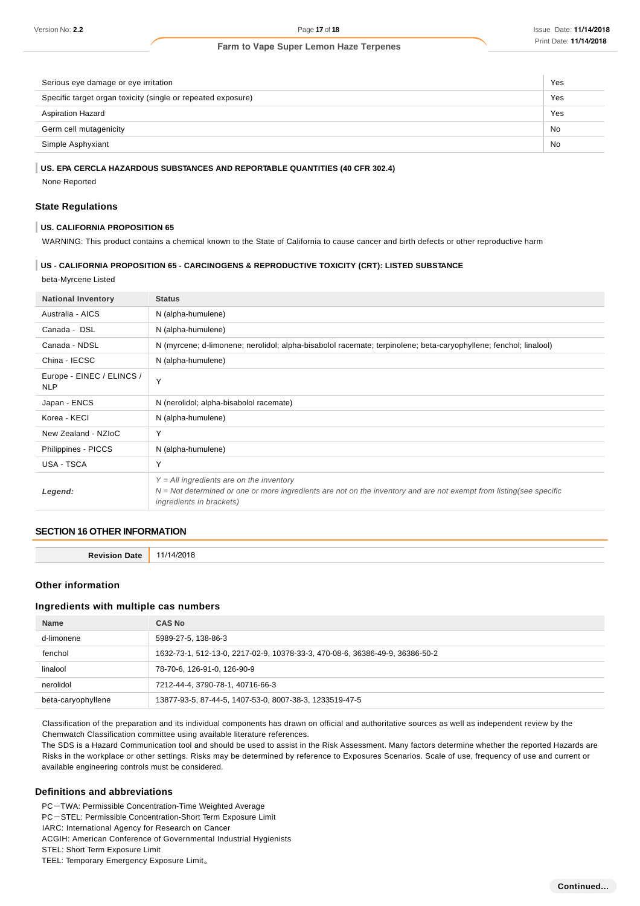| | |
|---|---|
| Serious eye damage or eye irritation | Yes |
| Specific target organ toxicity (single or repeated exposure) | Yes |
| Aspiration Hazard | Yes |
| Germ cell mutagenicity | No |
| Simple Asphyxiant | No |

### US. EPA CERCLA HAZARDOUS SUBSTANCES AND REPORTABLE QUANTITIES (40 CFR 302.4)

None Reported

## State Regulations

### US. CALIFORNIA PROPOSITION 65

WARNING: This product contains a chemical known to the State of California to cause cancer and birth defects or other reproductive harm

### US - CALIFORNIA PROPOSITION 65 - CARCINOGENS & REPRODUCTIVE TOXICITY (CRT): LISTED SUBSTANCE

beta-Myrcene Listed

| National Inventory | Status |
|---|---|
| Australia - AICS | N (alpha-humulene) |
| Canada - DSL | N (alpha-humulene) |
| Canada - NDSL | N (myrcene; d-limonene; nerolidol; alpha-bisabolol racemate; terpinolene; beta-caryophyllene; fenchol; linalool) |
| China - IECSC | N (alpha-humulene) |
| Europe - EINEC / ELINCS / NLP | Y |
| Japan - ENCS | N (nerolidol; alpha-bisabolol racemate) |
| Korea - KECI | N (alpha-humulene) |
| New Zealand - NZIoC | Y |
| Philippines - PICCS | N (alpha-humulene) |
| USA - TSCA | Y |
| ***Legend:*** | *Y = All ingredients are on the inventory*<br>*N = Not determined or one or more ingredients are not on the inventory and are not exempt from listing(see specific ingredients in brackets)* |

## SECTION 16 OTHER INFORMATION

| Revision Date | 11/14/2018 |
|---|---|

### Other information

### Ingredients with multiple cas numbers

| Name | CAS No |
|---|---|
| d-limonene | 5989-27-5, 138-86-3 |
| fenchol | 1632-73-1, 512-13-0, 2217-02-9, 10378-33-3, 470-08-6, 36386-49-9, 36386-50-2 |
| linalool | 78-70-6, 126-91-0, 126-90-9 |
| nerolidol | 7212-44-4, 3790-78-1, 40716-66-3 |
| beta-caryophyllene | 13877-93-5, 87-44-5, 1407-53-0, 8007-38-3, 1233519-47-5 |

Classification of the preparation and its individual components has drawn on official and authoritative sources as well as independent review by the Chemwatch Classification committee using available literature references.
The SDS is a Hazard Communication tool and should be used to assist in the Risk Assessment. Many factors determine whether the reported Hazards are Risks in the workplace or other settings. Risks may be determined by reference to Exposures Scenarios. Scale of use, frequency of use and current or available engineering controls must be considered.

### Definitions and abbreviations

PC－TWA: Permissible Concentration-Time Weighted Average
PC－STEL: Permissible Concentration-Short Term Exposure Limit
IARC: International Agency for Research on Cancer
ACGIH: American Conference of Governmental Industrial Hygienists
STEL: Short Term Exposure Limit
TEEL: Temporary Emergency Exposure Limit。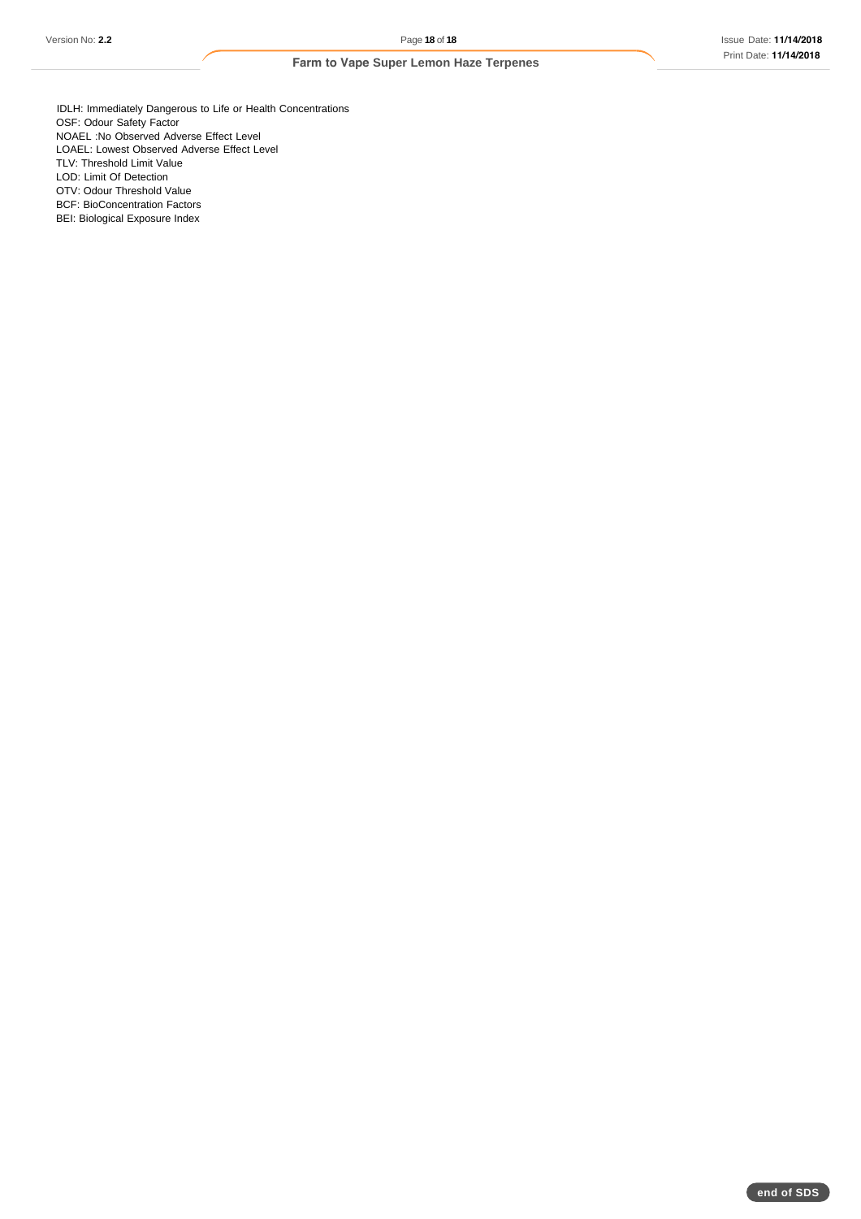IDLH: Immediately Dangerous to Life or Health Concentrations
OSF: Odour Safety Factor
NOAEL :No Observed Adverse Effect Level
LOAEL: Lowest Observed Adverse Effect Level
TLV: Threshold Limit Value
LOD: Limit Of Detection
OTV: Odour Threshold Value
BCF: BioConcentration Factors
BEI: Biological Exposure Index

**end of SDS**